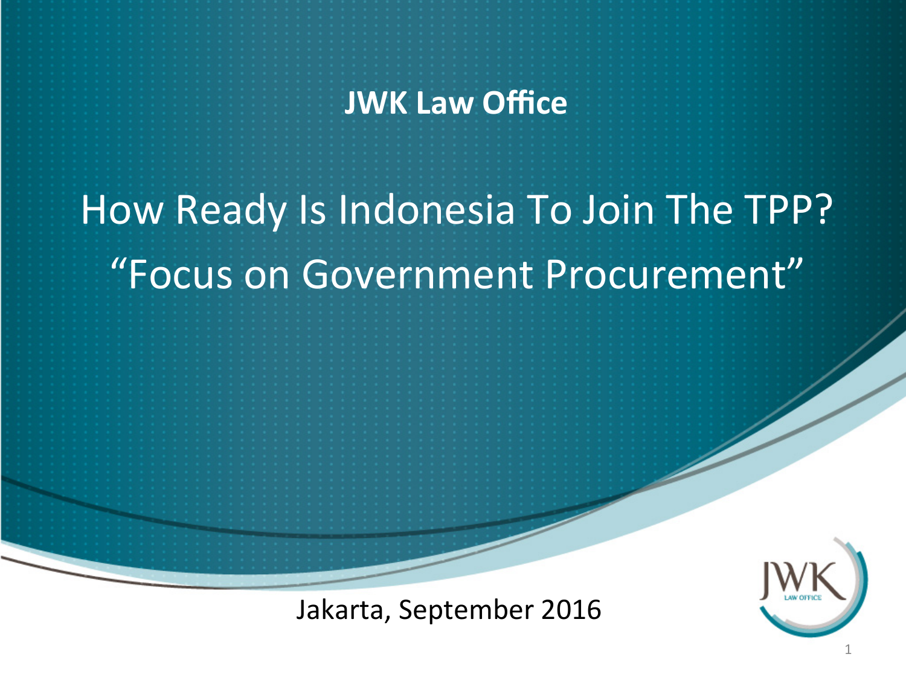**JWK Law Office**

# How Ready Is Indonesia To Join The TPP?
# "Focus on Government Procurement"

Jakarta, September 2016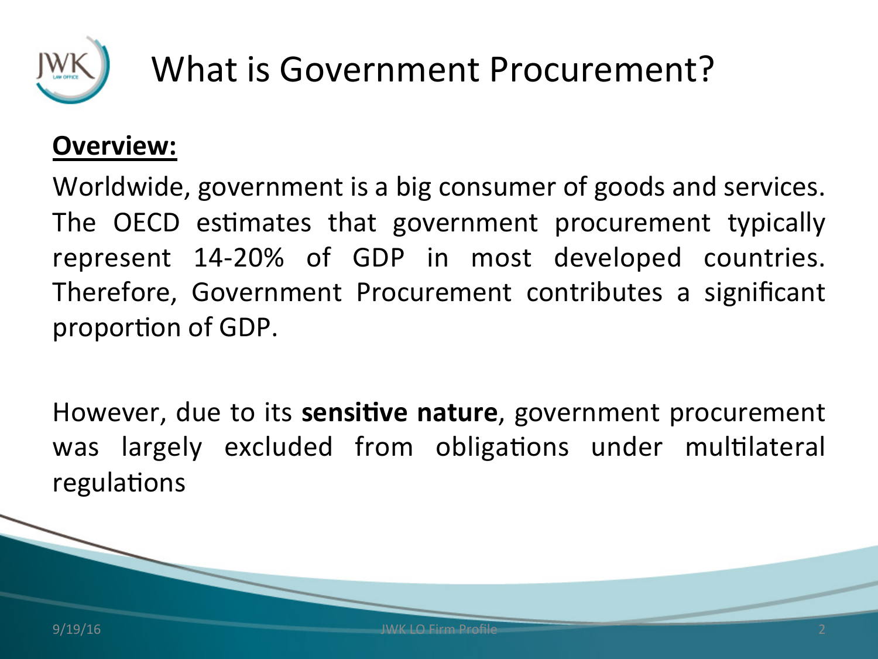# What is Government Procurement?

**Overview:**

Worldwide, government is a big consumer of goods and services. The OECD estimates that government procurement typically represent 14-20% of GDP in most developed countries. Therefore, Government Procurement contributes a significant proportion of GDP.

However, due to its **sensitive nature**, government procurement was largely excluded from obligations under multilateral regulations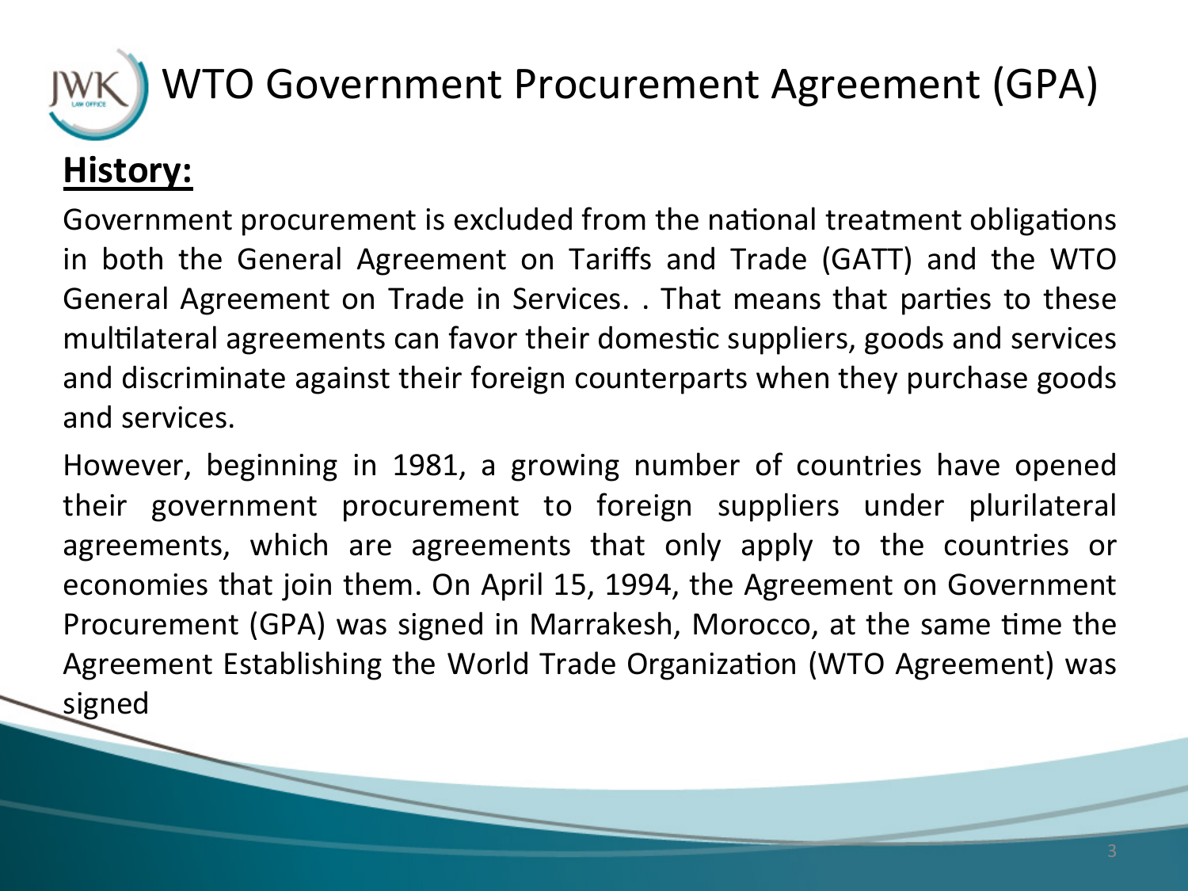# WTO Government Procurement Agreement (GPA)

## History:

Government procurement is excluded from the national treatment obligations in both the General Agreement on Tariffs and Trade (GATT) and the WTO General Agreement on Trade in Services. . That means that parties to these multilateral agreements can favor their domestic suppliers, goods and services and discriminate against their foreign counterparts when they purchase goods and services.

However, beginning in 1981, a growing number of countries have opened their government procurement to foreign suppliers under plurilateral agreements, which are agreements that only apply to the countries or economies that join them. On April 15, 1994, the Agreement on Government Procurement (GPA) was signed in Marrakesh, Morocco, at the same time the Agreement Establishing the World Trade Organization (WTO Agreement) was signed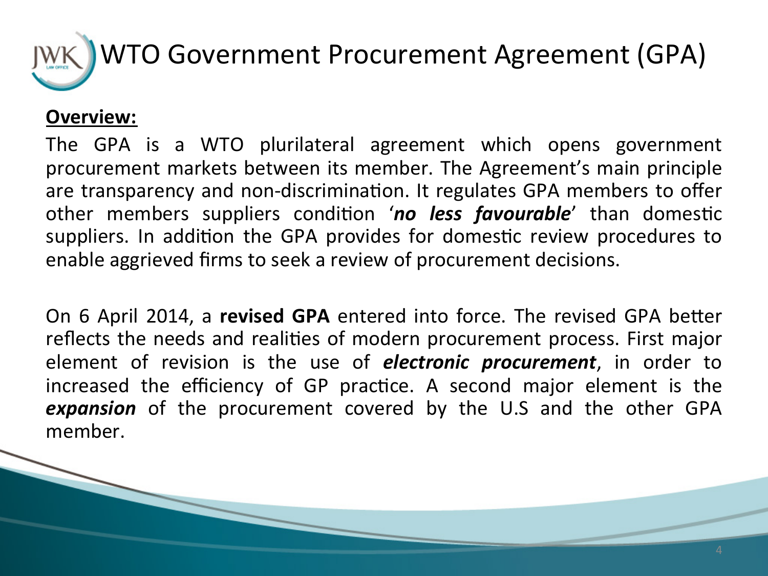# WTO Government Procurement Agreement (GPA)

**Overview:**

The GPA is a WTO plurilateral agreement which opens government procurement markets between its member. The Agreement's main principle are transparency and non-discrimination. It regulates GPA members to offer other members suppliers condition '***no less favourable***' than domestic suppliers. In addition the GPA provides for domestic review procedures to enable aggrieved firms to seek a review of procurement decisions.

On 6 April 2014, a **revised GPA** entered into force. The revised GPA better reflects the needs and realities of modern procurement process. First major element of revision is the use of ***electronic procurement***, in order to increased the efficiency of GP practice. A second major element is the ***expansion*** of the procurement covered by the U.S and the other GPA member.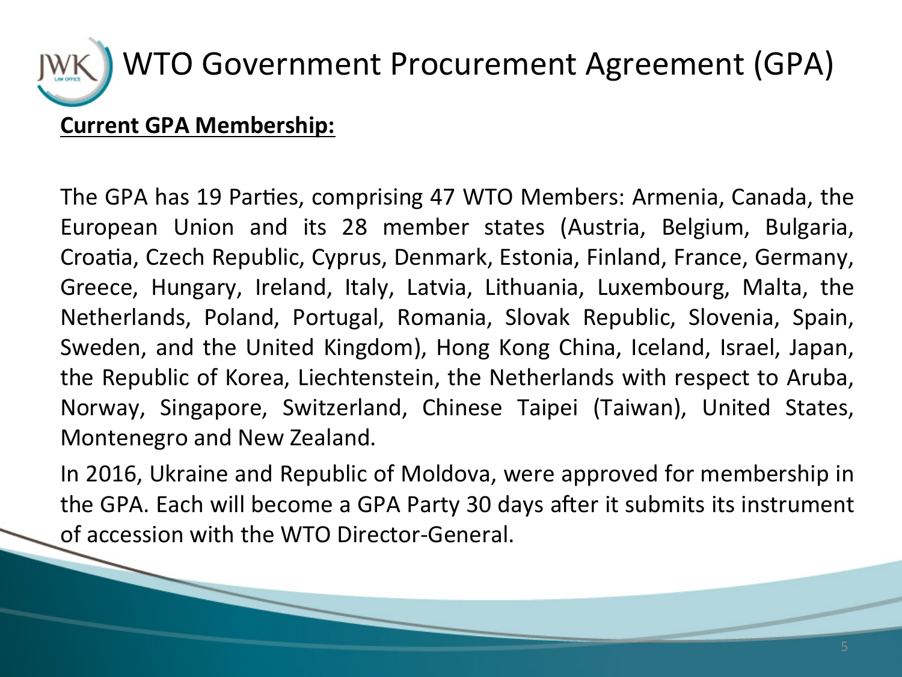# WTO Government Procurement Agreement (GPA)

**Current GPA Membership:**

The GPA has 19 Parties, comprising 47 WTO Members: Armenia, Canada, the European Union and its 28 member states (Austria, Belgium, Bulgaria, Croatia, Czech Republic, Cyprus, Denmark, Estonia, Finland, France, Germany, Greece, Hungary, Ireland, Italy, Latvia, Lithuania, Luxembourg, Malta, the Netherlands, Poland, Portugal, Romania, Slovak Republic, Slovenia, Spain, Sweden, and the United Kingdom), Hong Kong China, Iceland, Israel, Japan, the Republic of Korea, Liechtenstein, the Netherlands with respect to Aruba, Norway, Singapore, Switzerland, Chinese Taipei (Taiwan), United States, Montenegro and New Zealand.

In 2016, Ukraine and Republic of Moldova, were approved for membership in the GPA. Each will become a GPA Party 30 days after it submits its instrument of accession with the WTO Director-General.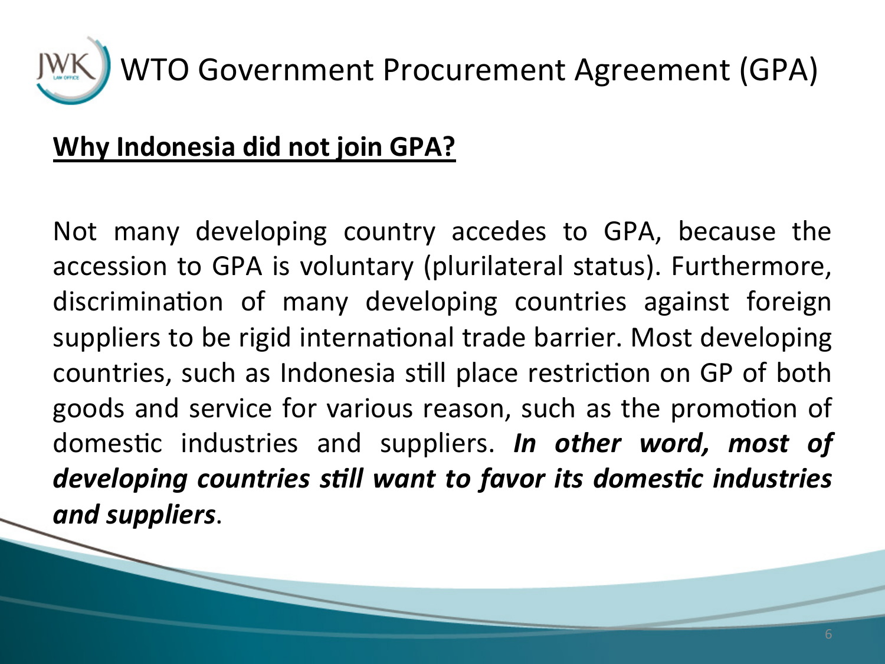# WTO Government Procurement Agreement (GPA)

**Why Indonesia did not join GPA?**

Not many developing country accedes to GPA, because the accession to GPA is voluntary (plurilateral status). Furthermore, discrimination of many developing countries against foreign suppliers to be rigid international trade barrier. Most developing countries, such as Indonesia still place restriction on GP of both goods and service for various reason, such as the promotion of domestic industries and suppliers. ***In other word, most of developing countries still want to favor its domestic industries and suppliers***.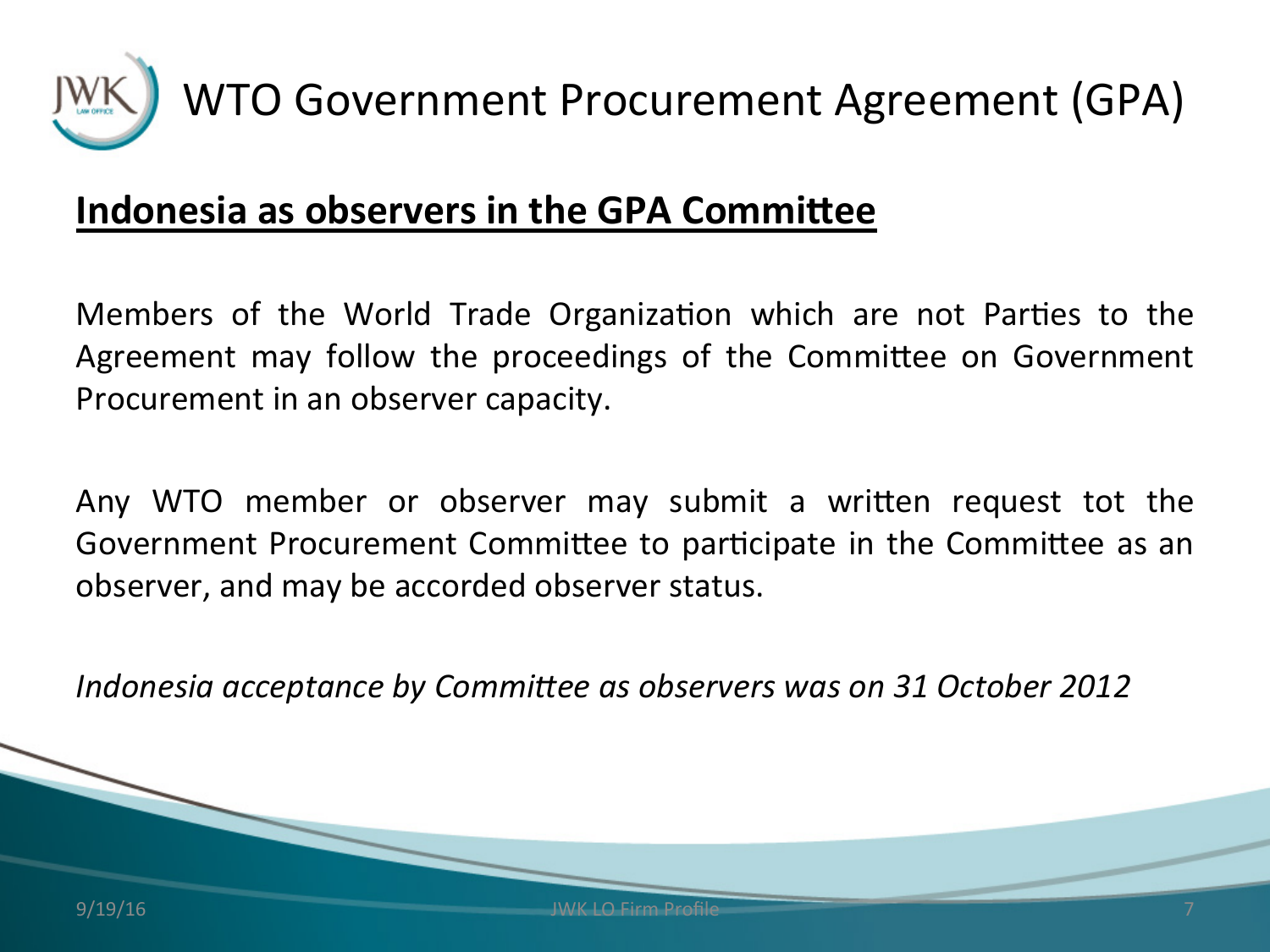# WTO Government Procurement Agreement (GPA)

## **Indonesia as observers in the GPA Committee**

Members of the World Trade Organization which are not Parties to the Agreement may follow the proceedings of the Committee on Government Procurement in an observer capacity.

Any WTO member or observer may submit a written request tot the Government Procurement Committee to participate in the Committee as an observer, and may be accorded observer status.

*Indonesia acceptance by Committee as observers was on 31 October 2012*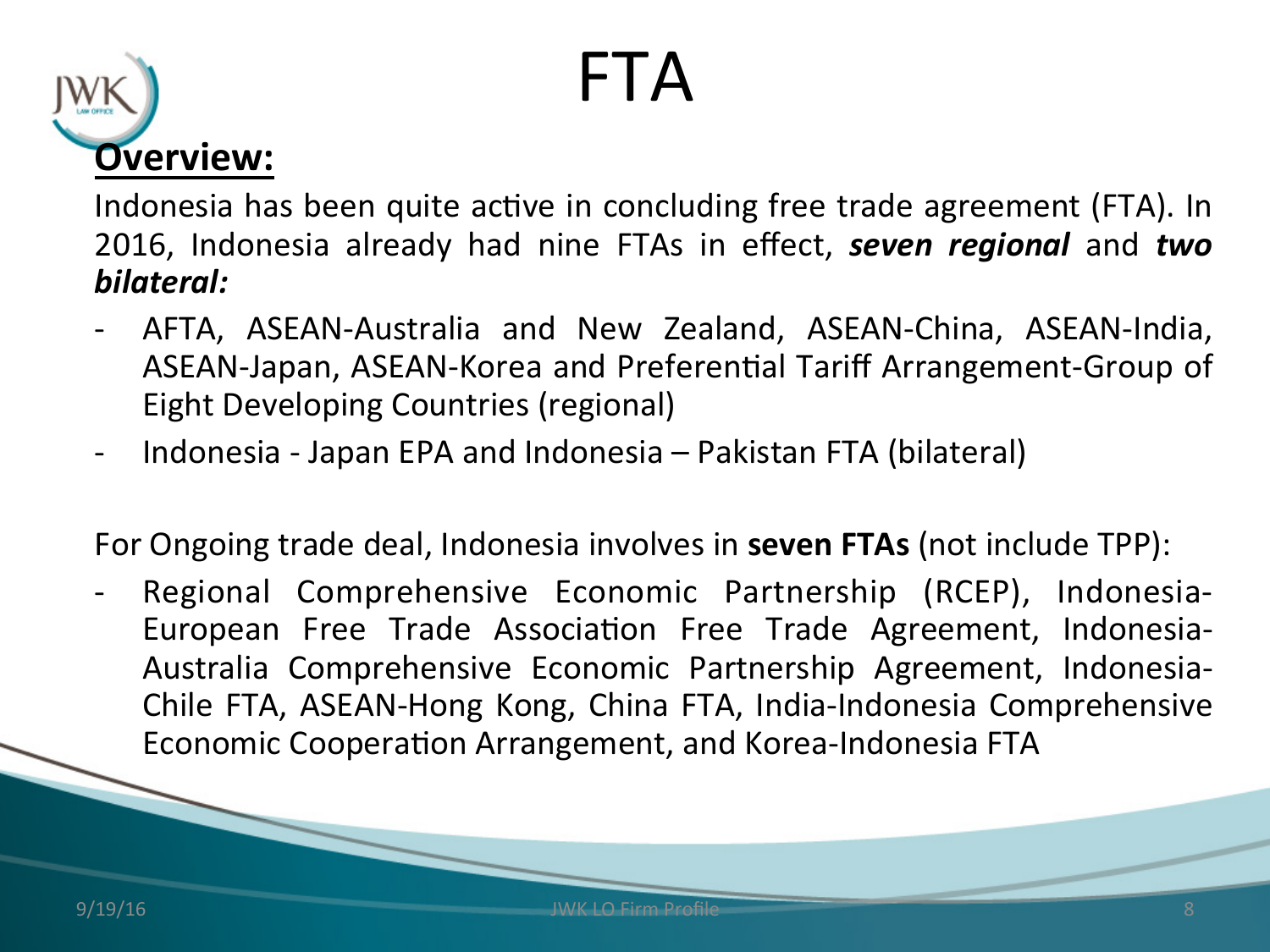# FTA

**Overview:**

Indonesia has been quite active in concluding free trade agreement (FTA). In 2016, Indonesia already had nine FTAs in effect, ***seven regional*** and ***two bilateral:***

- AFTA, ASEAN-Australia and New Zealand, ASEAN-China, ASEAN-India, ASEAN-Japan, ASEAN-Korea and Preferential Tariff Arrangement-Group of Eight Developing Countries (regional)
- Indonesia - Japan EPA and Indonesia – Pakistan FTA (bilateral)

For Ongoing trade deal, Indonesia involves in **seven FTAs** (not include TPP):

- Regional Comprehensive Economic Partnership (RCEP), Indonesia-European Free Trade Association Free Trade Agreement, Indonesia-Australia Comprehensive Economic Partnership Agreement, Indonesia-Chile FTA, ASEAN-Hong Kong, China FTA, India-Indonesia Comprehensive Economic Cooperation Arrangement, and Korea-Indonesia FTA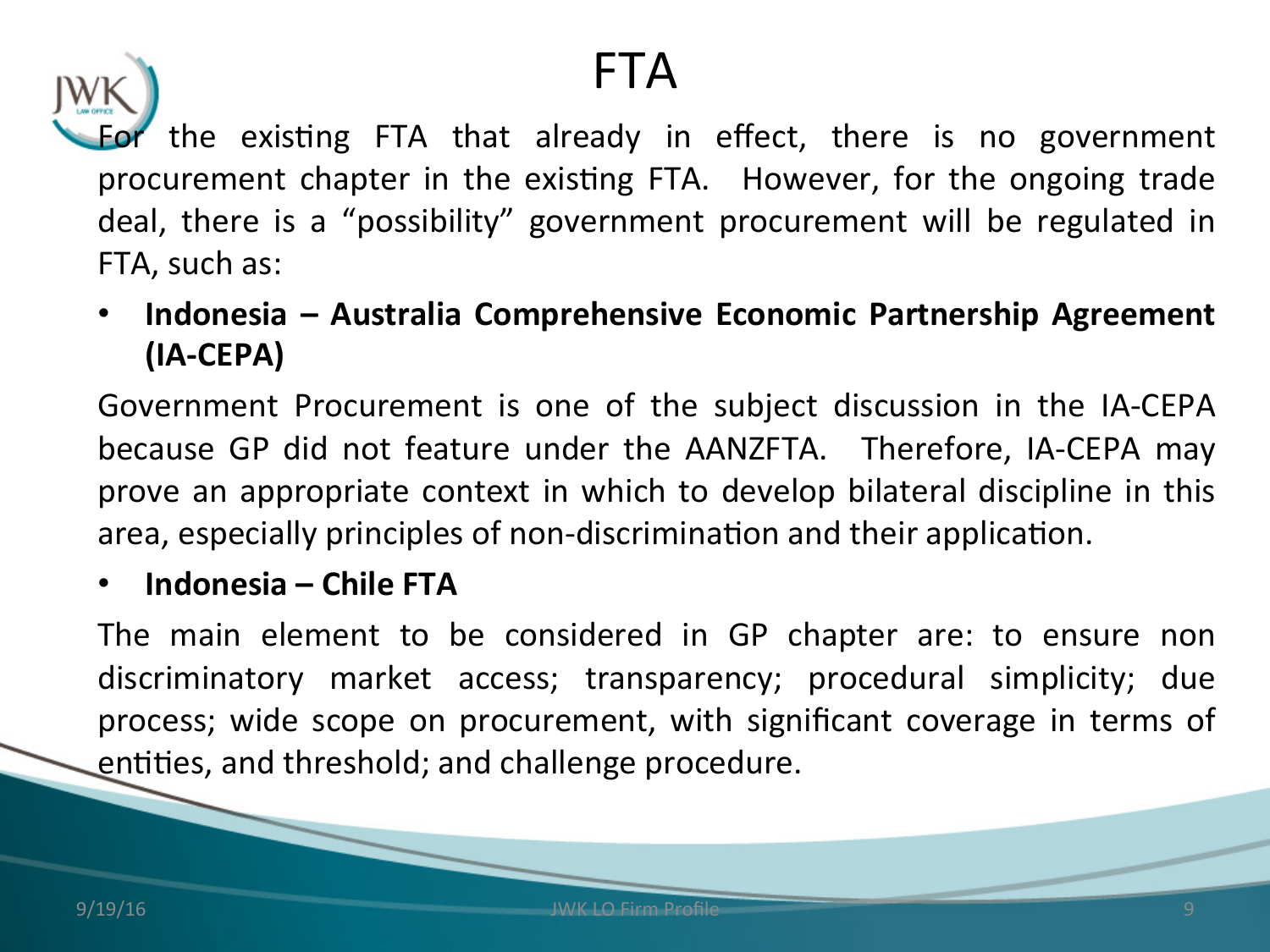# FTA

For the existing FTA that already in effect, there is no government procurement chapter in the existing FTA. However, for the ongoing trade deal, there is a "possibility" government procurement will be regulated in FTA, such as:

- **Indonesia – Australia Comprehensive Economic Partnership Agreement (IA-CEPA)**

Government Procurement is one of the subject discussion in the IA-CEPA because GP did not feature under the AANZFTA. Therefore, IA-CEPA may prove an appropriate context in which to develop bilateral discipline in this area, especially principles of non-discrimination and their application.

- **Indonesia – Chile FTA**

The main element to be considered in GP chapter are: to ensure non discriminatory market access; transparency; procedural simplicity; due process; wide scope on procurement, with significant coverage in terms of entities, and threshold; and challenge procedure.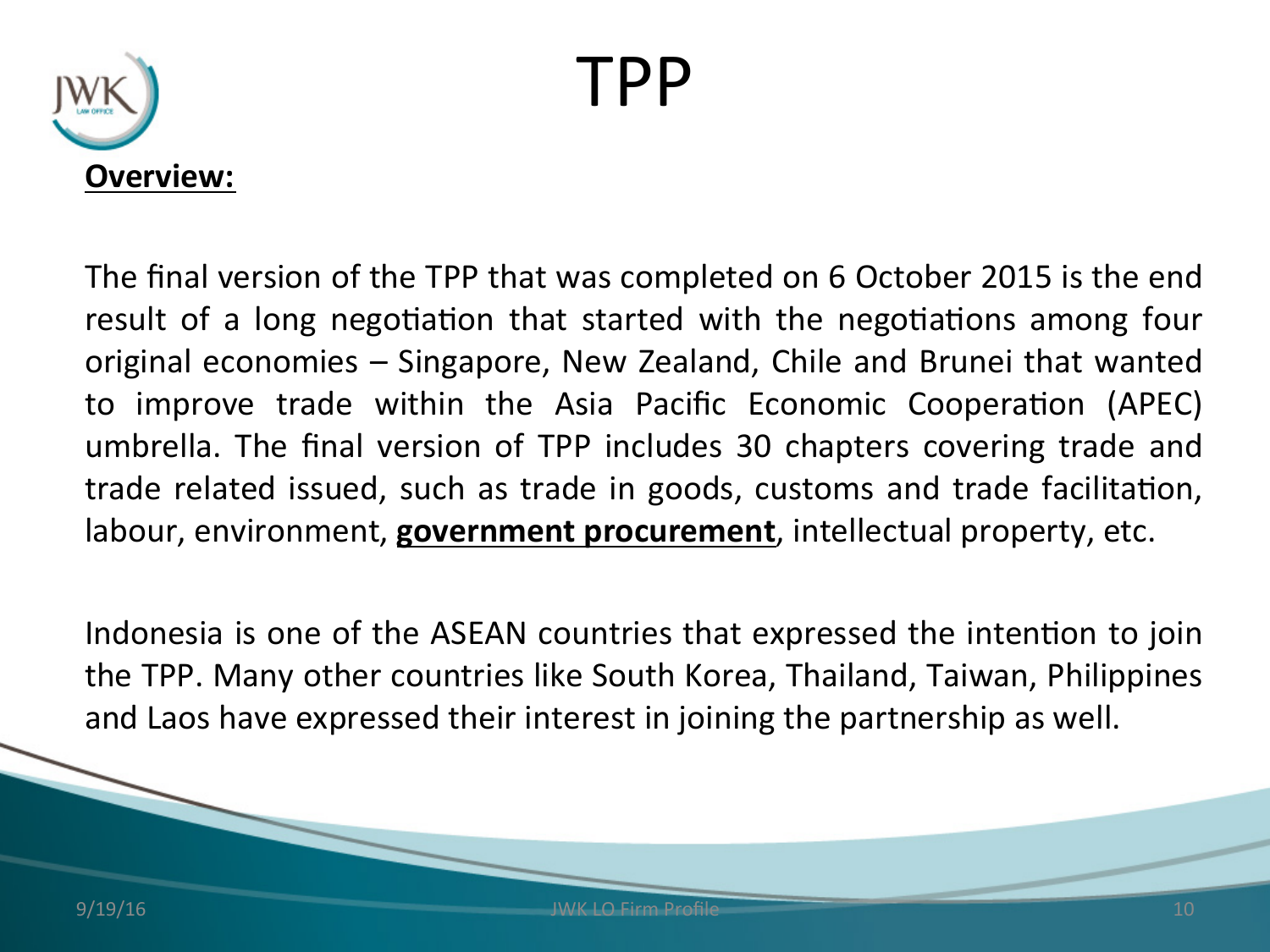# TPP

**Overview:**

The final version of the TPP that was completed on 6 October 2015 is the end result of a long negotiation that started with the negotiations among four original economies – Singapore, New Zealand, Chile and Brunei that wanted to improve trade within the Asia Pacific Economic Cooperation (APEC) umbrella. The final version of TPP includes 30 chapters covering trade and trade related issued, such as trade in goods, customs and trade facilitation, labour, environment, **government procurement**, intellectual property, etc.

Indonesia is one of the ASEAN countries that expressed the intention to join the TPP. Many other countries like South Korea, Thailand, Taiwan, Philippines and Laos have expressed their interest in joining the partnership as well.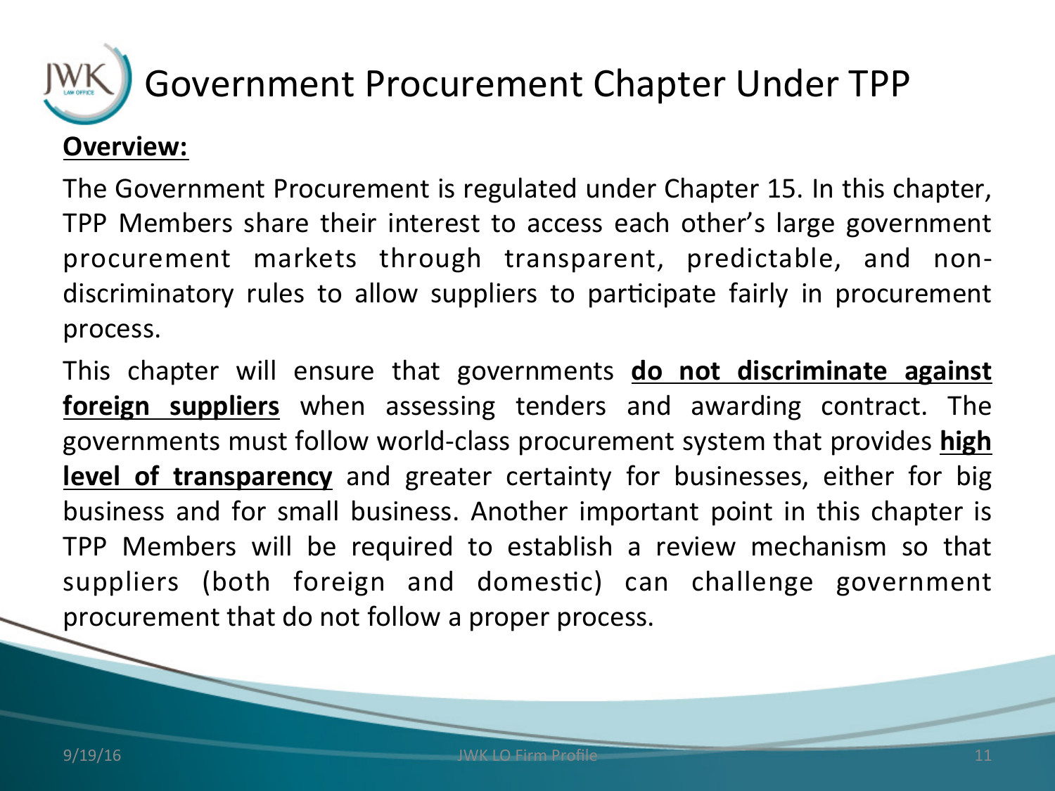# Government Procurement Chapter Under TPP

**Overview:**

The Government Procurement is regulated under Chapter 15. In this chapter, TPP Members share their interest to access each other's large government procurement markets through transparent, predictable, and non-discriminatory rules to allow suppliers to participate fairly in procurement process.

This chapter will ensure that governments **do not discriminate against foreign suppliers** when assessing tenders and awarding contract. The governments must follow world-class procurement system that provides **high level of transparency** and greater certainty for businesses, either for big business and for small business. Another important point in this chapter is TPP Members will be required to establish a review mechanism so that suppliers (both foreign and domestic) can challenge government procurement that do not follow a proper process.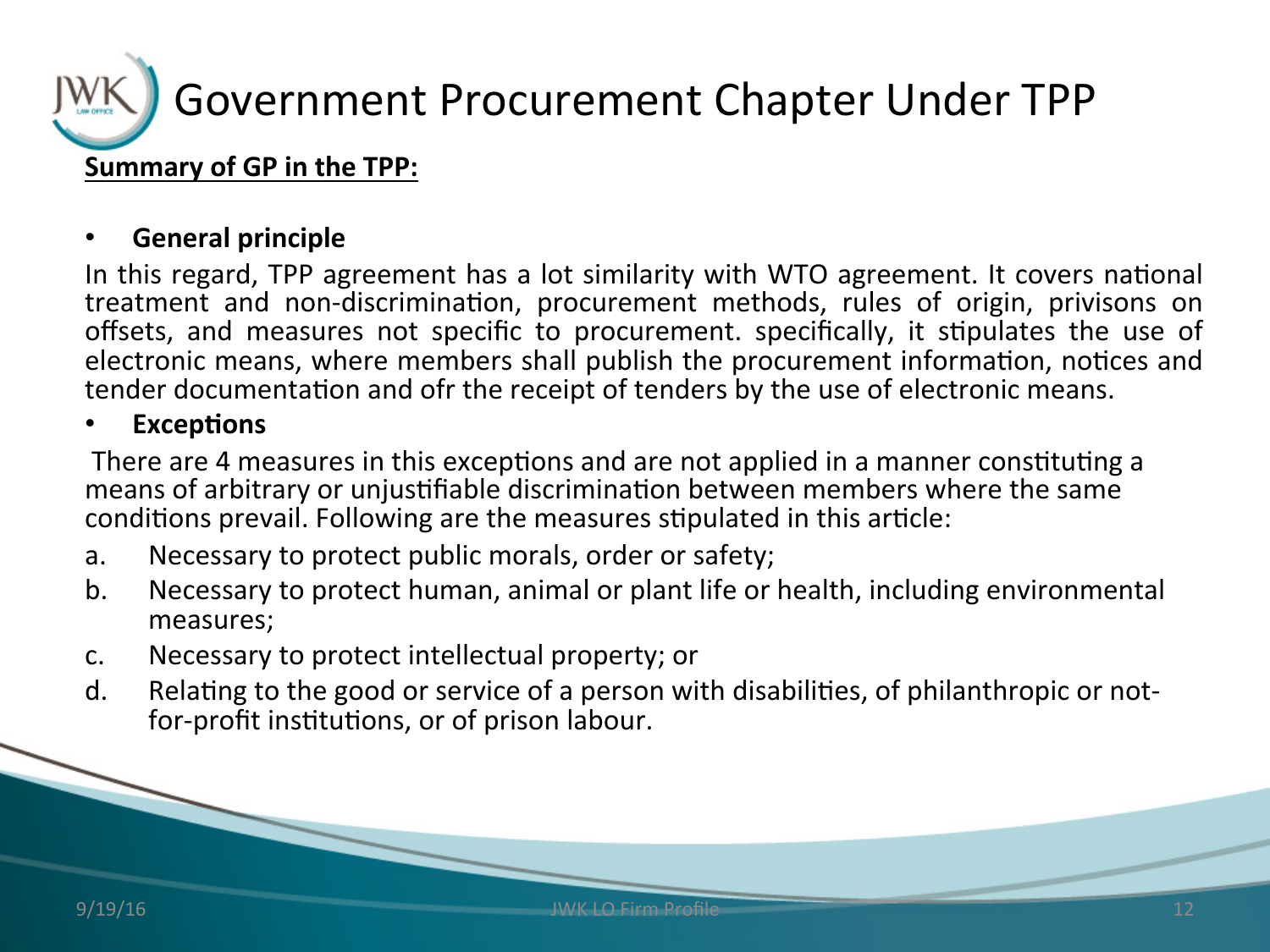# Government Procurement Chapter Under TPP

**Summary of GP in the TPP:**

- **General principle**

In this regard, TPP agreement has a lot similarity with WTO agreement. It covers national treatment and non-discrimination, procurement methods, rules of origin, privisons on offsets, and measures not specific to procurement. specifically, it stipulates the use of electronic means, where members shall publish the procurement information, notices and tender documentation and ofr the receipt of tenders by the use of electronic means.

- **Exceptions**

There are 4 measures in this exceptions and are not applied in a manner constituting a means of arbitrary or unjustifiable discrimination between members where the same conditions prevail. Following are the measures stipulated in this article:

a. Necessary to protect public morals, order or safety;
b. Necessary to protect human, animal or plant life or health, including environmental measures;
c. Necessary to protect intellectual property; or
d. Relating to the good or service of a person with disabilities, of philanthropic or not-for-profit institutions, or of prison labour.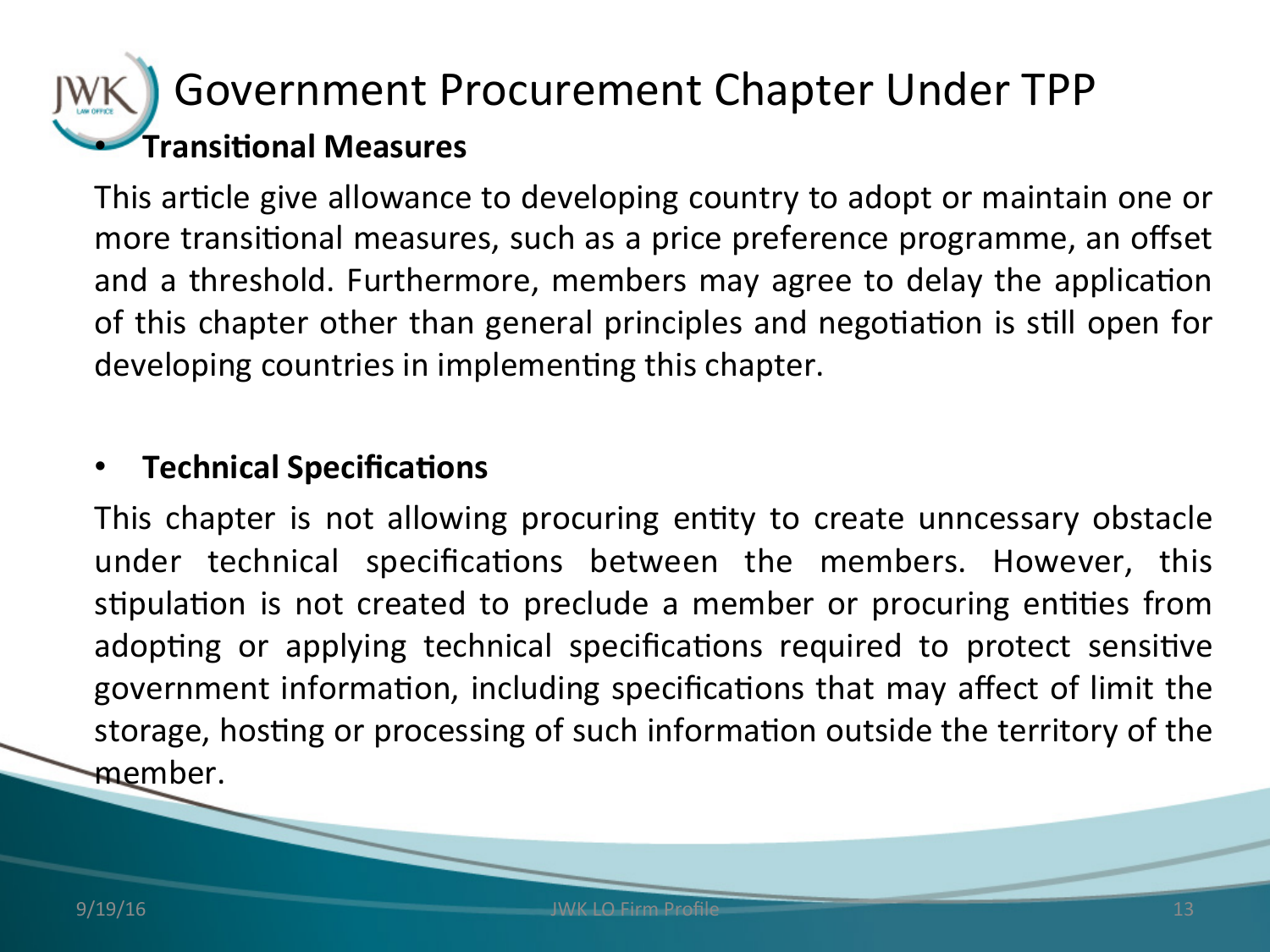# Government Procurement Chapter Under TPP

- **Transitional Measures**

This article give allowance to developing country to adopt or maintain one or more transitional measures, such as a price preference programme, an offset and a threshold. Furthermore, members may agree to delay the application of this chapter other than general principles and negotiation is still open for developing countries in implementing this chapter.

- **Technical Specifications**

This chapter is not allowing procuring entity to create unncessary obstacle under technical specifications between the members. However, this stipulation is not created to preclude a member or procuring entities from adopting or applying technical specifications required to protect sensitive government information, including specifications that may affect of limit the storage, hosting or processing of such information outside the territory of the member.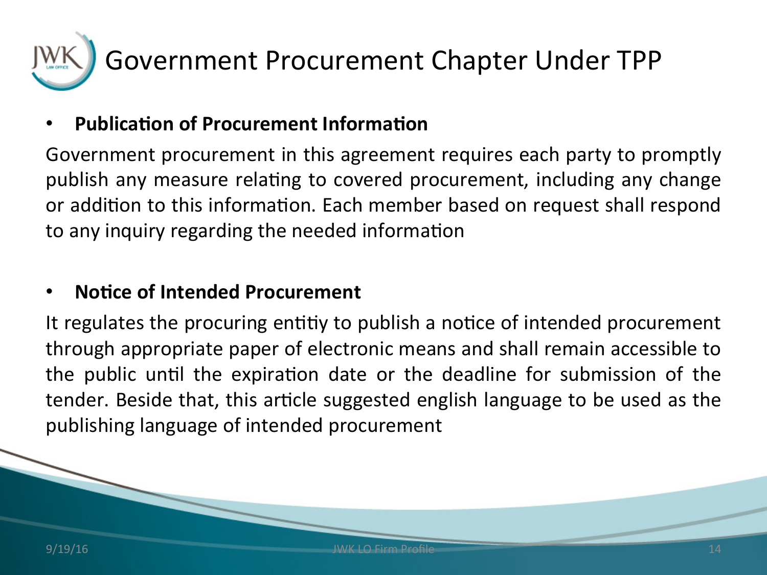# Government Procurement Chapter Under TPP

- **Publication of Procurement Information**

Government procurement in this agreement requires each party to promptly publish any measure relating to covered procurement, including any change or addition to this information. Each member based on request shall respond to any inquiry regarding the needed information

- **Notice of Intended Procurement**

It regulates the procuring entitiy to publish a notice of intended procurement through appropriate paper of electronic means and shall remain accessible to the public until the expiration date or the deadline for submission of the tender. Beside that, this article suggested english language to be used as the publishing language of intended procurement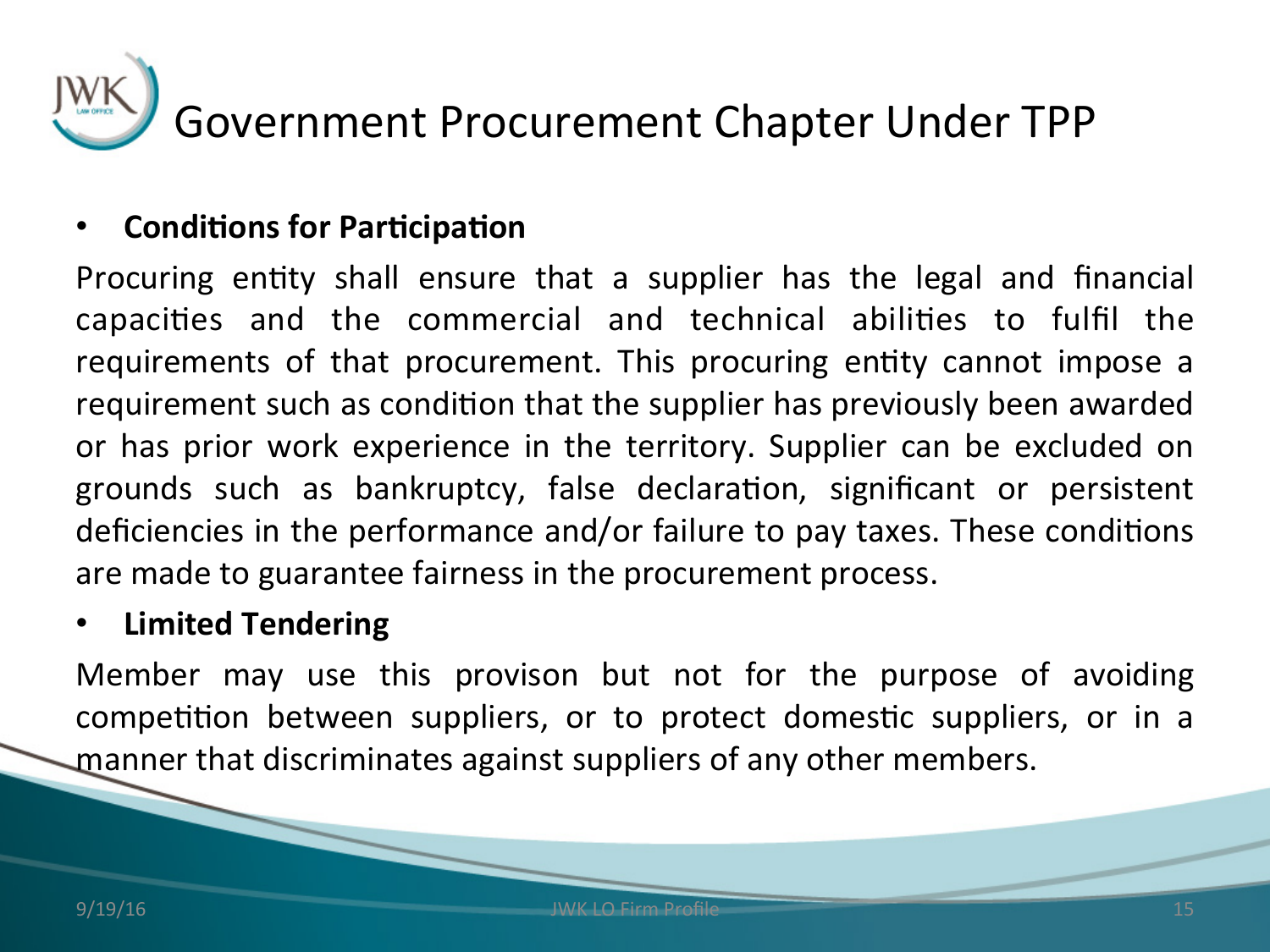# Government Procurement Chapter Under TPP

- **Conditions for Participation**

Procuring entity shall ensure that a supplier has the legal and financial capacities and the commercial and technical abilities to fulfil the requirements of that procurement. This procuring entity cannot impose a requirement such as condition that the supplier has previously been awarded or has prior work experience in the territory. Supplier can be excluded on grounds such as bankruptcy, false declaration, significant or persistent deficiencies in the performance and/or failure to pay taxes. These conditions are made to guarantee fairness in the procurement process.

- **Limited Tendering**

Member may use this provison but not for the purpose of avoiding competition between suppliers, or to protect domestic suppliers, or in a manner that discriminates against suppliers of any other members.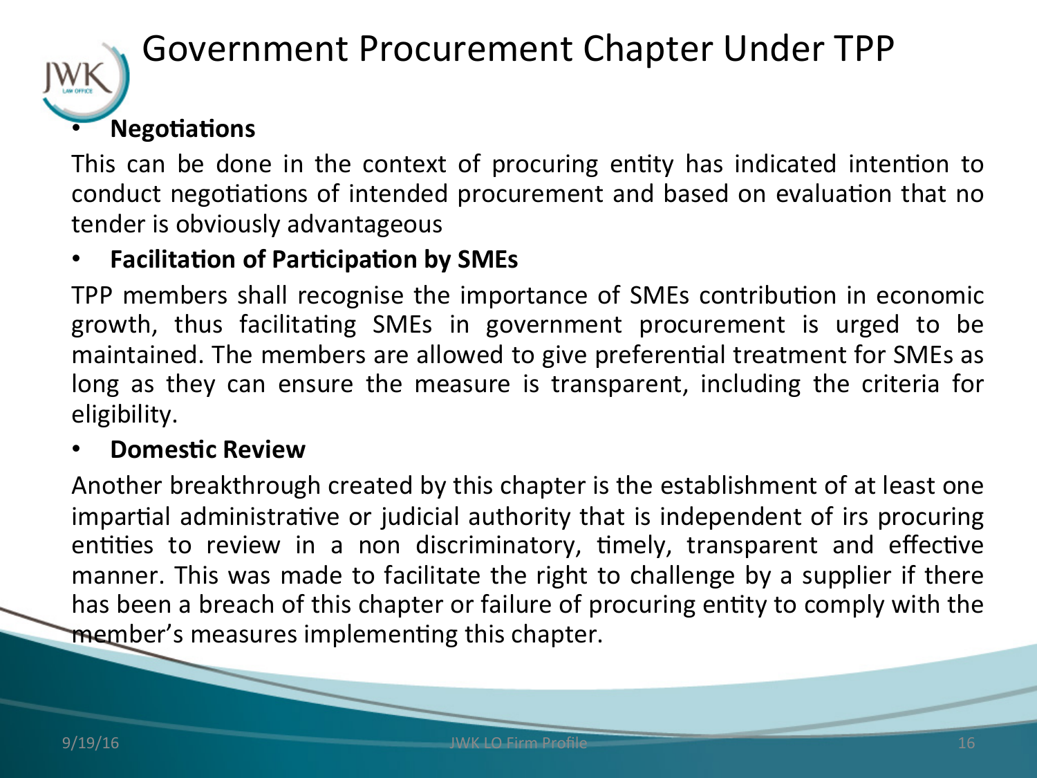# Government Procurement Chapter Under TPP

- **Negotiations**

This can be done in the context of procuring entity has indicated intention to conduct negotiations of intended procurement and based on evaluation that no tender is obviously advantageous

- **Facilitation of Participation by SMEs**

TPP members shall recognise the importance of SMEs contribution in economic growth, thus facilitating SMEs in government procurement is urged to be maintained. The members are allowed to give preferential treatment for SMEs as long as they can ensure the measure is transparent, including the criteria for eligibility.

- **Domestic Review**

Another breakthrough created by this chapter is the establishment of at least one impartial administrative or judicial authority that is independent of irs procuring entities to review in a non discriminatory, timely, transparent and effective manner. This was made to facilitate the right to challenge by a supplier if there has been a breach of this chapter or failure of procuring entity to comply with the member's measures implementing this chapter.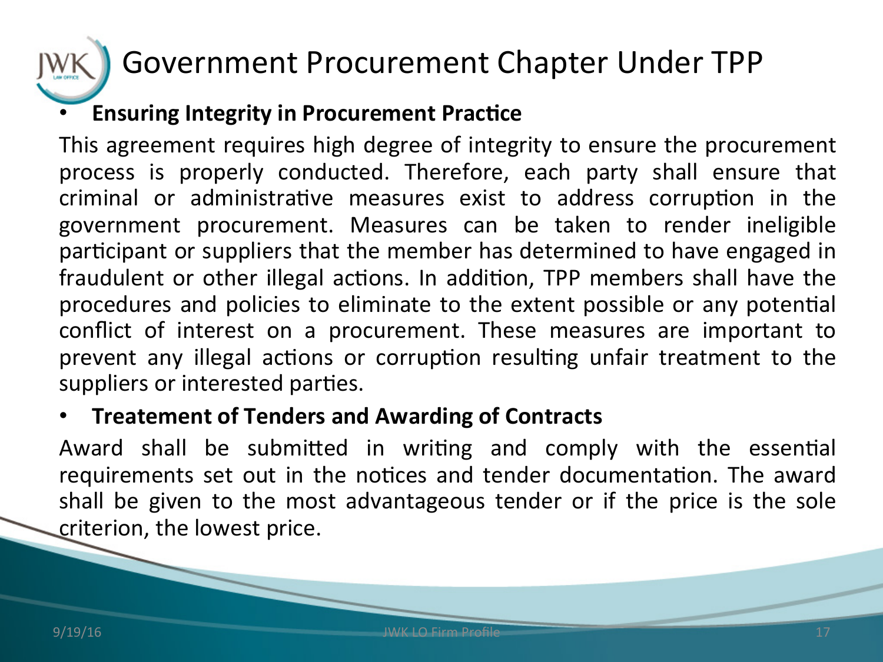# Government Procurement Chapter Under TPP

- **Ensuring Integrity in Procurement Practice**

This agreement requires high degree of integrity to ensure the procurement process is properly conducted. Therefore, each party shall ensure that criminal or administrative measures exist to address corruption in the government procurement. Measures can be taken to render ineligible participant or suppliers that the member has determined to have engaged in fraudulent or other illegal actions. In addition, TPP members shall have the procedures and policies to eliminate to the extent possible or any potential conflict of interest on a procurement. These measures are important to prevent any illegal actions or corruption resulting unfair treatment to the suppliers or interested parties.

- **Treatement of Tenders and Awarding of Contracts**

Award shall be submitted in writing and comply with the essential requirements set out in the notices and tender documentation. The award shall be given to the most advantageous tender or if the price is the sole criterion, the lowest price.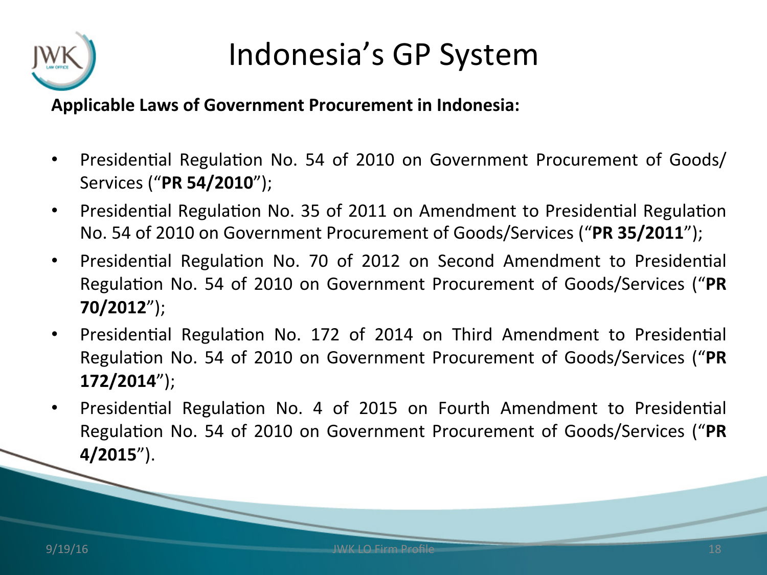# Indonesia's GP System

**Applicable Laws of Government Procurement in Indonesia:**

- Presidential Regulation No. 54 of 2010 on Government Procurement of Goods/ Services ("**PR 54/2010**");
- Presidential Regulation No. 35 of 2011 on Amendment to Presidential Regulation No. 54 of 2010 on Government Procurement of Goods/Services ("**PR 35/2011**");
- Presidential Regulation No. 70 of 2012 on Second Amendment to Presidential Regulation No. 54 of 2010 on Government Procurement of Goods/Services ("**PR 70/2012**");
- Presidential Regulation No. 172 of 2014 on Third Amendment to Presidential Regulation No. 54 of 2010 on Government Procurement of Goods/Services ("**PR 172/2014**");
- Presidential Regulation No. 4 of 2015 on Fourth Amendment to Presidential Regulation No. 54 of 2010 on Government Procurement of Goods/Services ("**PR 4/2015**").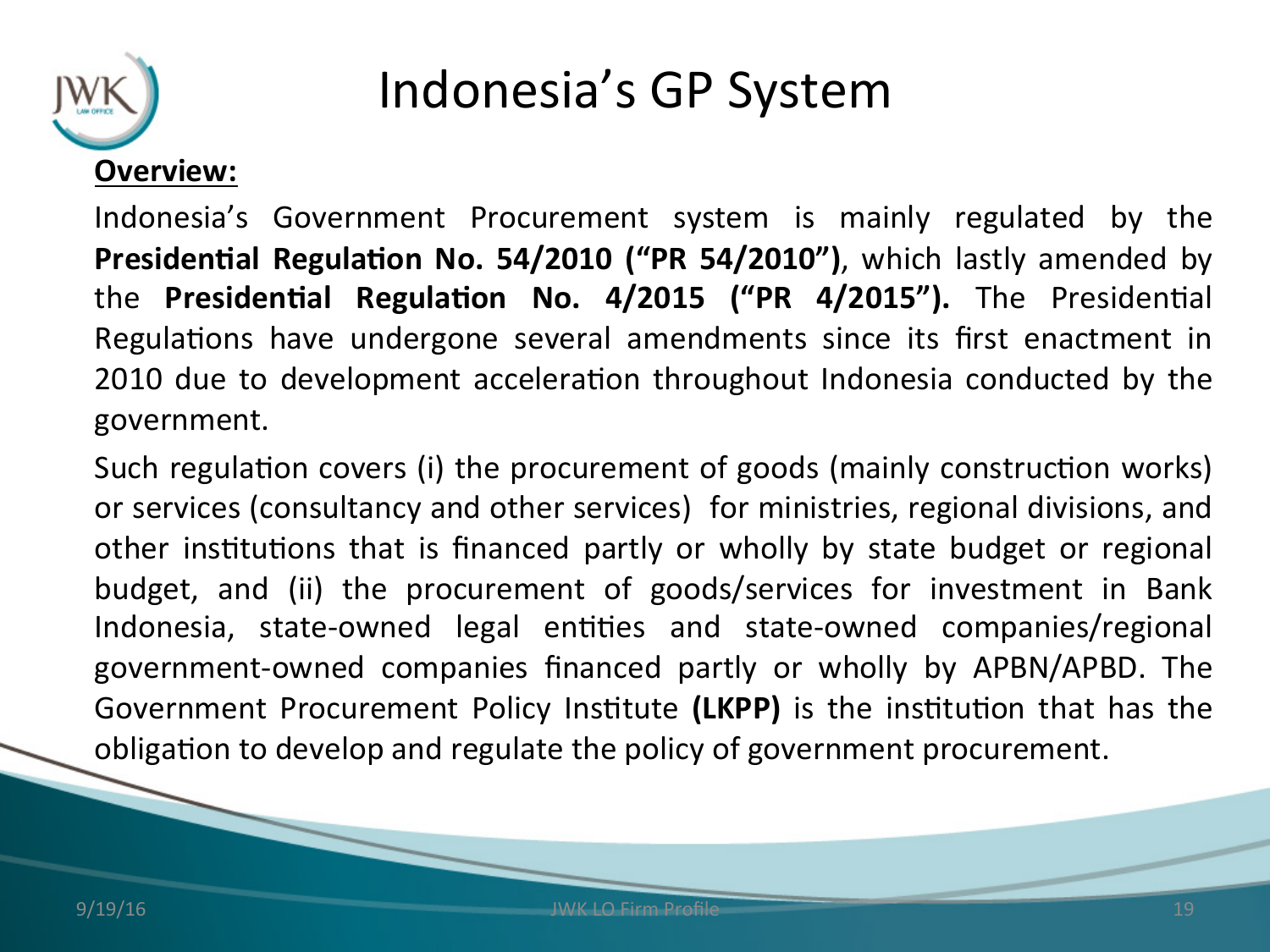# Indonesia's GP System

**Overview:**

Indonesia's Government Procurement system is mainly regulated by the **Presidential Regulation No. 54/2010 ("PR 54/2010")**, which lastly amended by the **Presidential Regulation No. 4/2015 ("PR 4/2015").** The Presidential Regulations have undergone several amendments since its first enactment in 2010 due to development acceleration throughout Indonesia conducted by the government.

Such regulation covers (i) the procurement of goods (mainly construction works) or services (consultancy and other services) for ministries, regional divisions, and other institutions that is financed partly or wholly by state budget or regional budget, and (ii) the procurement of goods/services for investment in Bank Indonesia, state-owned legal entities and state-owned companies/regional government-owned companies financed partly or wholly by APBN/APBD. The Government Procurement Policy Institute **(LKPP)** is the institution that has the obligation to develop and regulate the policy of government procurement.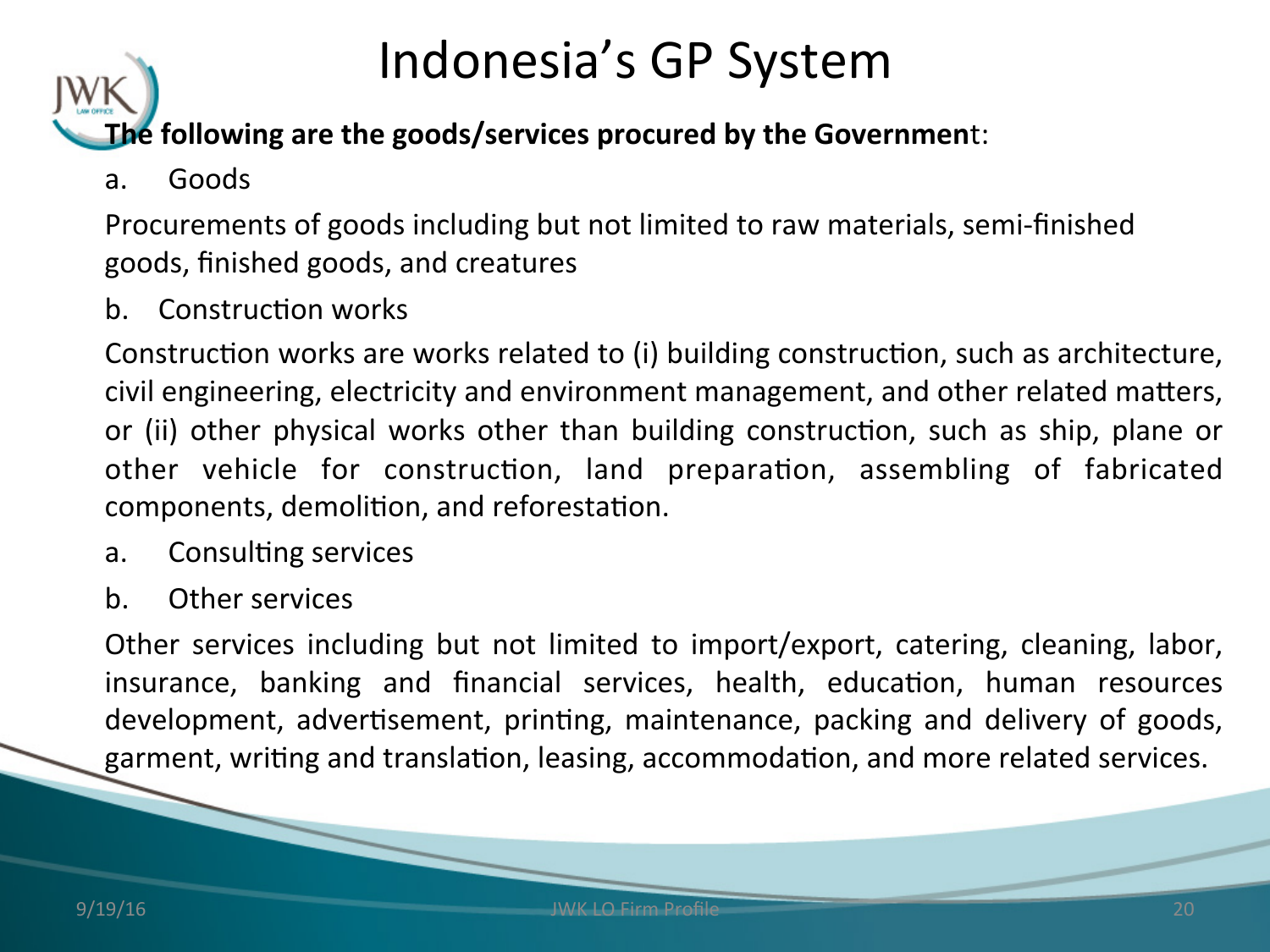# Indonesia's GP System

**The following are the goods/services procured by the Government**:

a. Goods

Procurements of goods including but not limited to raw materials, semi-finished goods, finished goods, and creatures

b. Construction works

Construction works are works related to (i) building construction, such as architecture, civil engineering, electricity and environment management, and other related matters, or (ii) other physical works other than building construction, such as ship, plane or other vehicle for construction, land preparation, assembling of fabricated components, demolition, and reforestation.

a. Consulting services

b. Other services

Other services including but not limited to import/export, catering, cleaning, labor, insurance, banking and financial services, health, education, human resources development, advertisement, printing, maintenance, packing and delivery of goods, garment, writing and translation, leasing, accommodation, and more related services.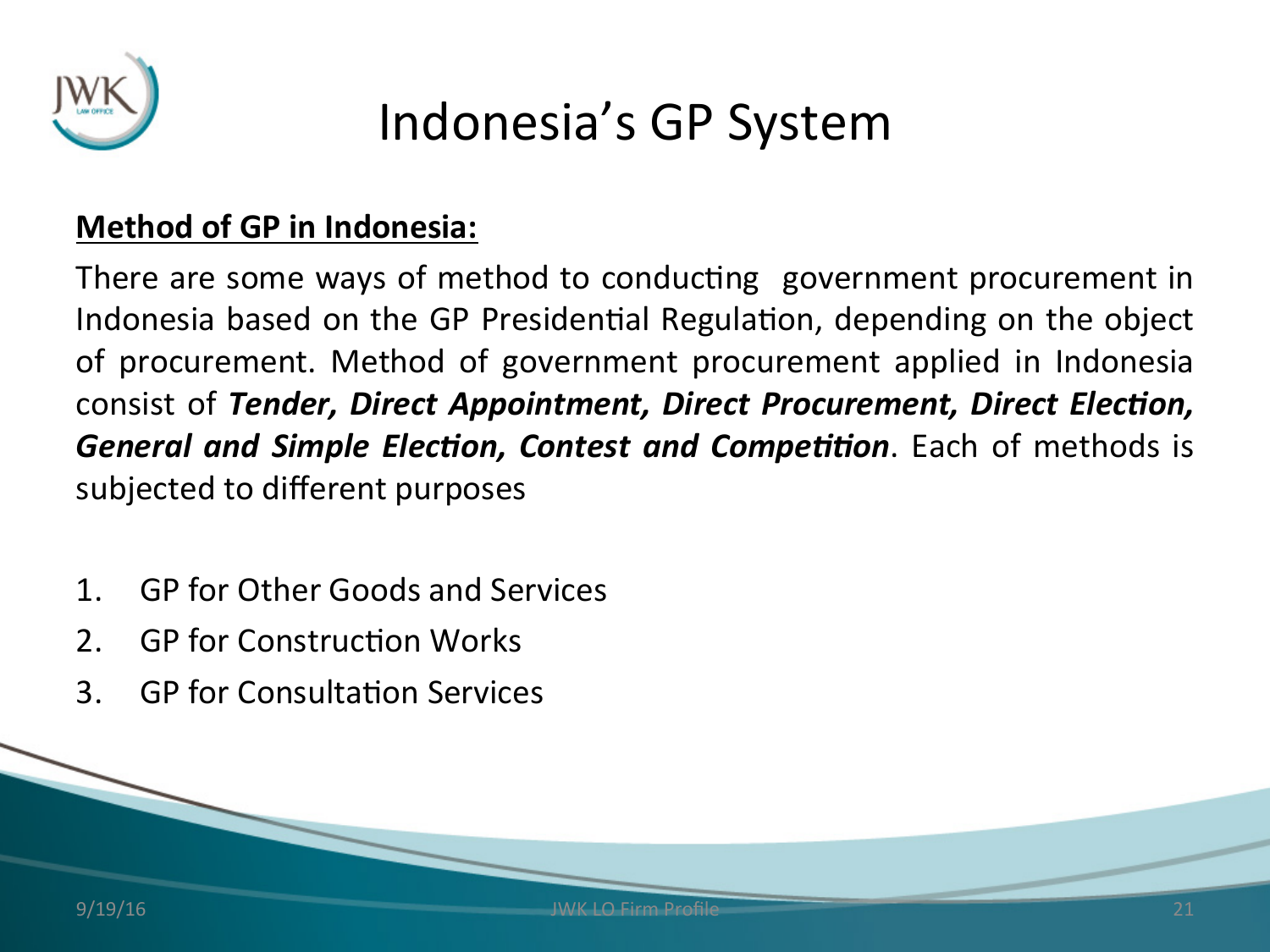# Indonesia's GP System

**Method of GP in Indonesia:**

There are some ways of method to conducting government procurement in Indonesia based on the GP Presidential Regulation, depending on the object of procurement. Method of government procurement applied in Indonesia consist of ***Tender, Direct Appointment, Direct Procurement, Direct Election, General and Simple Election, Contest and Competition***. Each of methods is subjected to different purposes

1. GP for Other Goods and Services
2. GP for Construction Works
3. GP for Consultation Services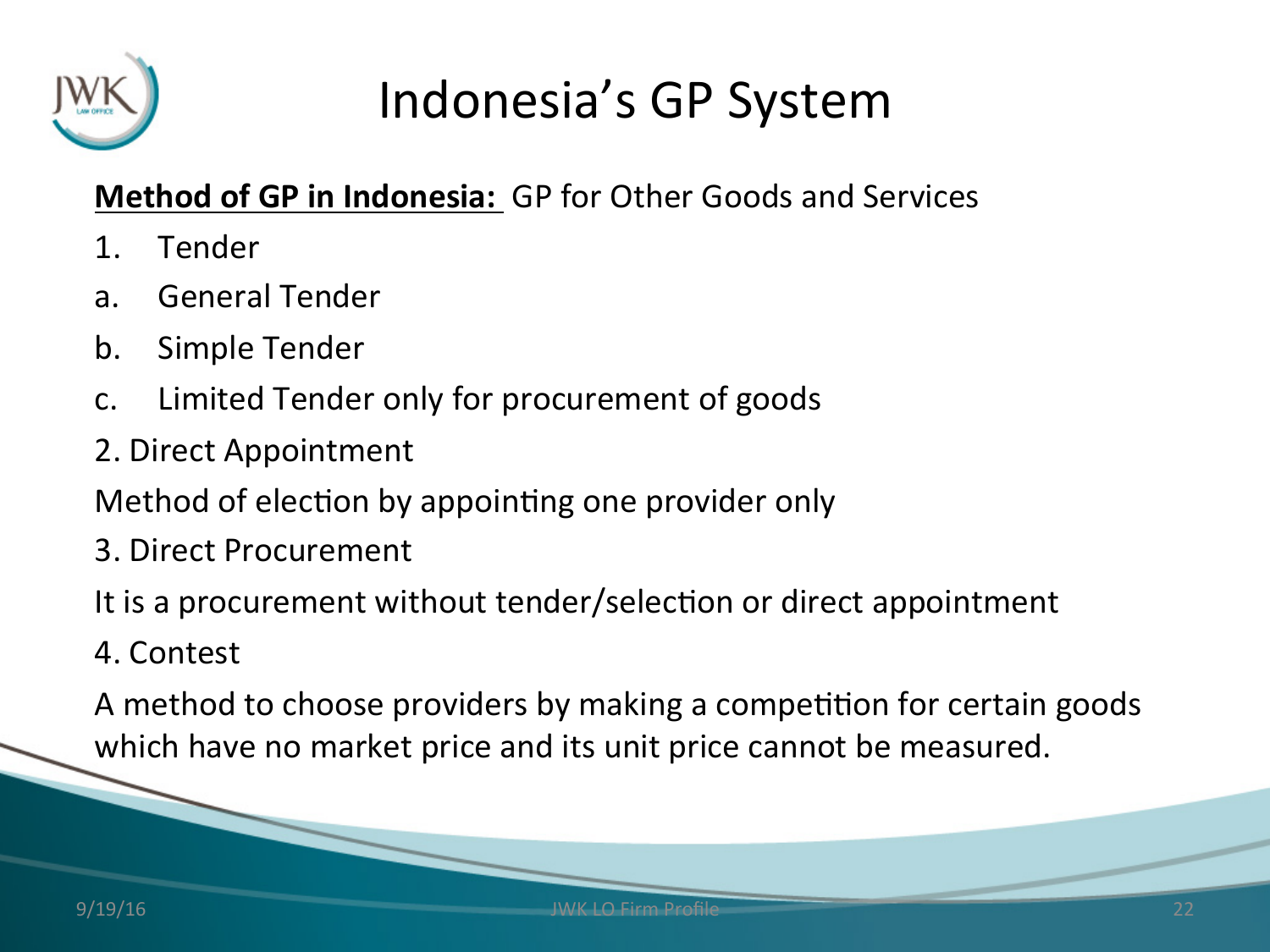# Indonesia's GP System

**Method of GP in Indonesia:** GP for Other Goods and Services

1. Tender

a. General Tender

b. Simple Tender

c. Limited Tender only for procurement of goods

2. Direct Appointment

Method of election by appointing one provider only

3. Direct Procurement

It is a procurement without tender/selection or direct appointment

4. Contest

A method to choose providers by making a competition for certain goods which have no market price and its unit price cannot be measured.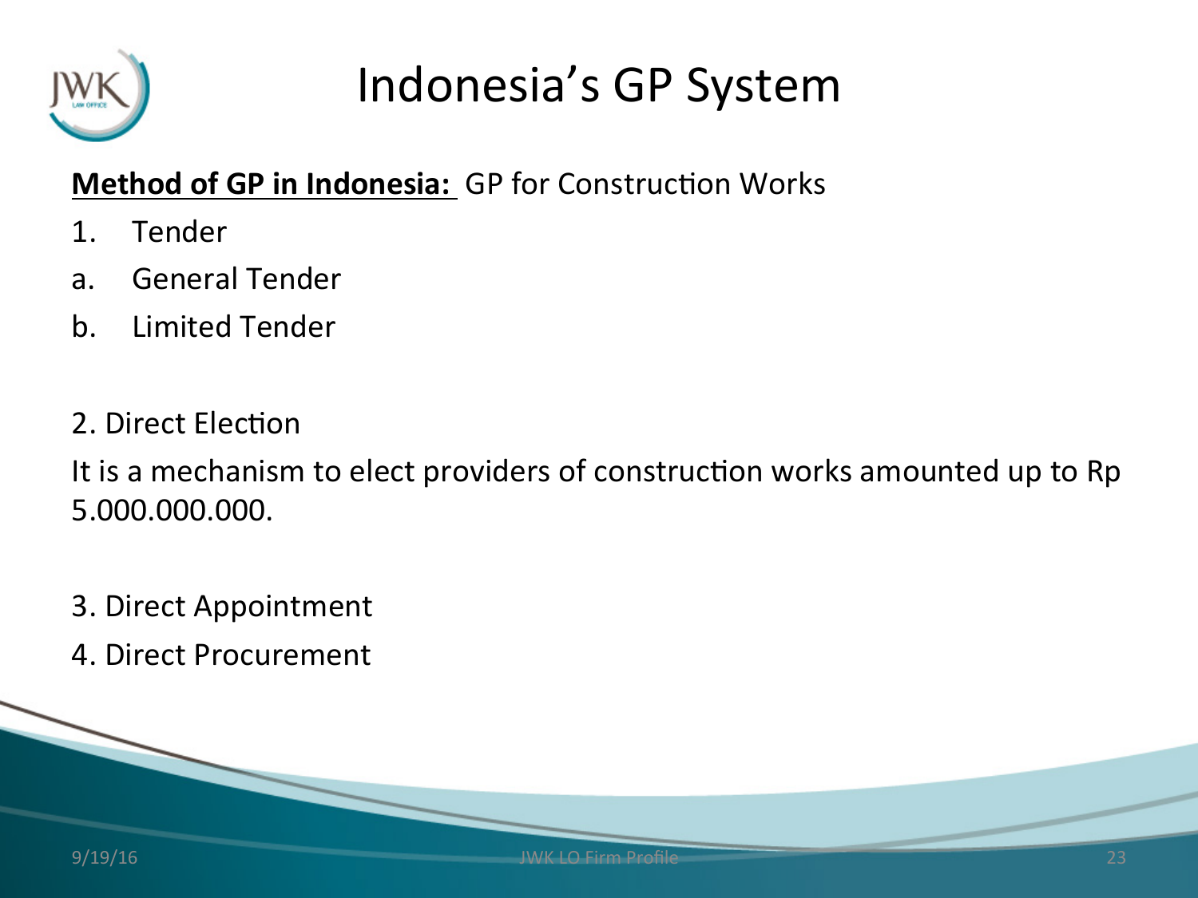# Indonesia's GP System

**<u>Method of GP in Indonesia:</u>** GP for Construction Works

1. Tender

a. General Tender

b. Limited Tender

2. Direct Election

It is a mechanism to elect providers of construction works amounted up to Rp 5.000.000.000.

3. Direct Appointment

4. Direct Procurement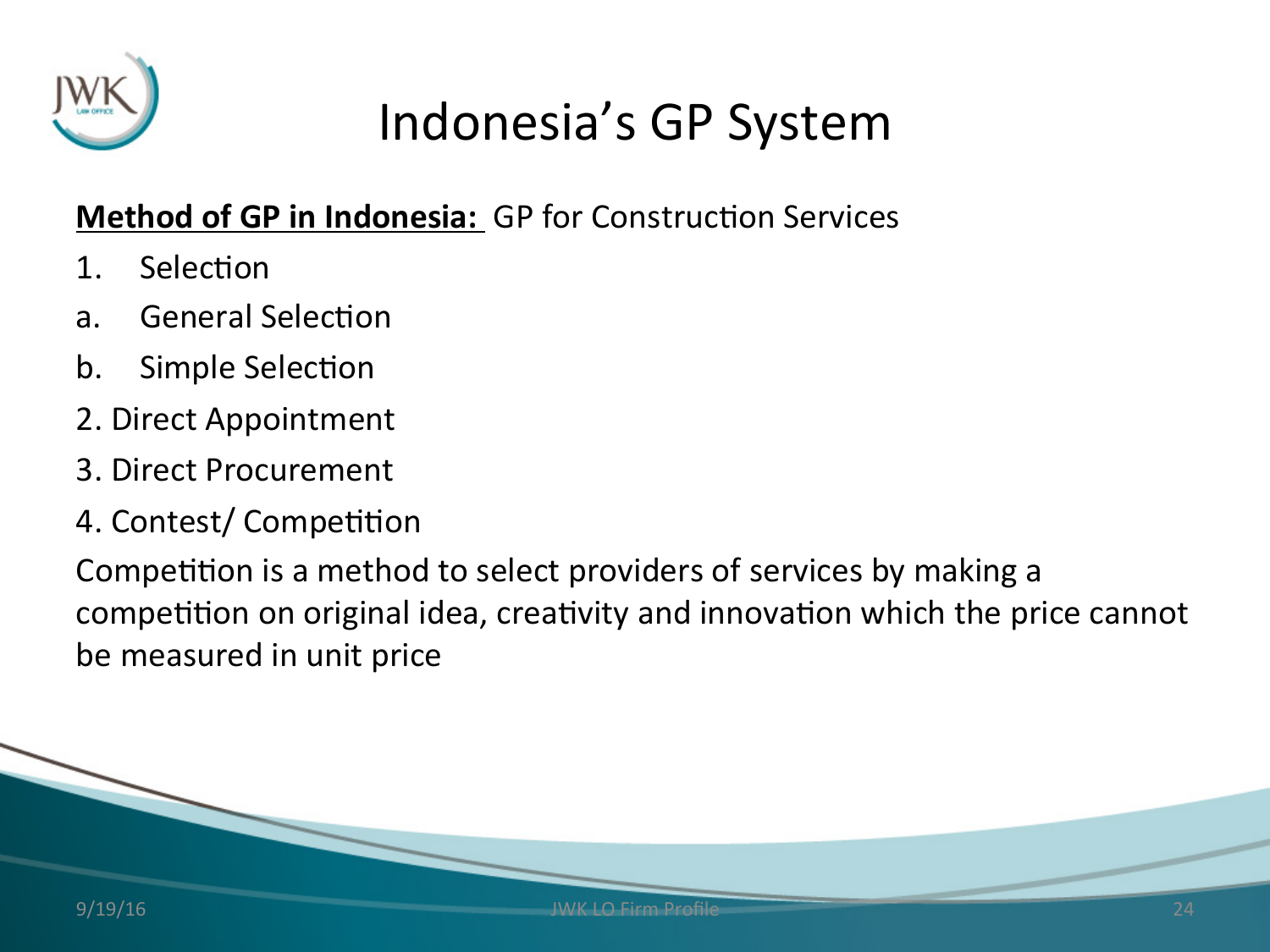# Indonesia's GP System

**Method of GP in Indonesia:** GP for Construction Services

1. Selection
   a. General Selection
   b. Simple Selection
2. Direct Appointment
3. Direct Procurement
4. Contest/ Competition

Competition is a method to select providers of services by making a competition on original idea, creativity and innovation which the price cannot be measured in unit price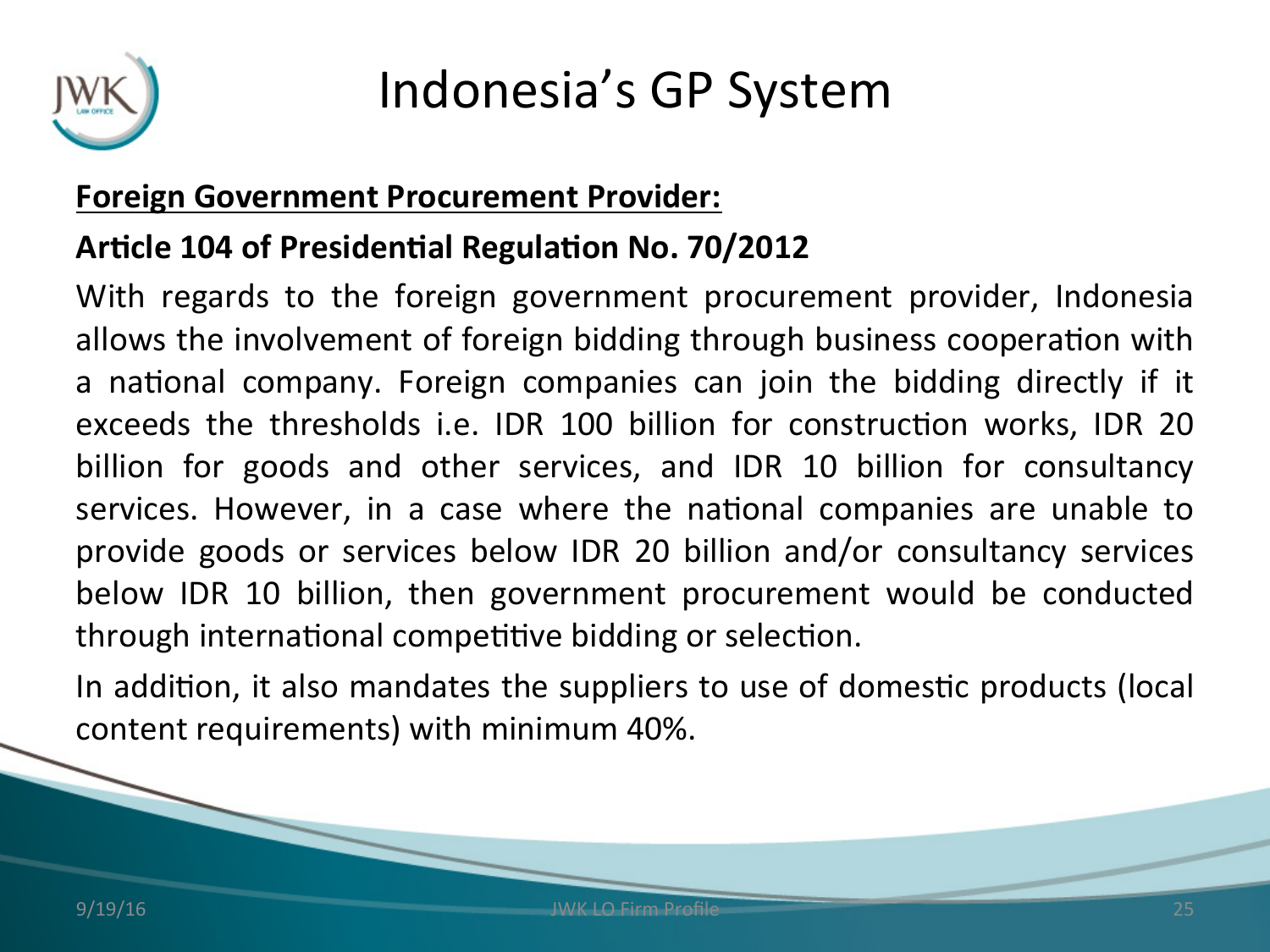# Indonesia's GP System

**<u>Foreign Government Procurement Provider:</u>**

**Article 104 of Presidential Regulation No. 70/2012**

With regards to the foreign government procurement provider, Indonesia allows the involvement of foreign bidding through business cooperation with a national company. Foreign companies can join the bidding directly if it exceeds the thresholds i.e. IDR 100 billion for construction works, IDR 20 billion for goods and other services, and IDR 10 billion for consultancy services. However, in a case where the national companies are unable to provide goods or services below IDR 20 billion and/or consultancy services below IDR 10 billion, then government procurement would be conducted through international competitive bidding or selection.

In addition, it also mandates the suppliers to use of domestic products (local content requirements) with minimum 40%.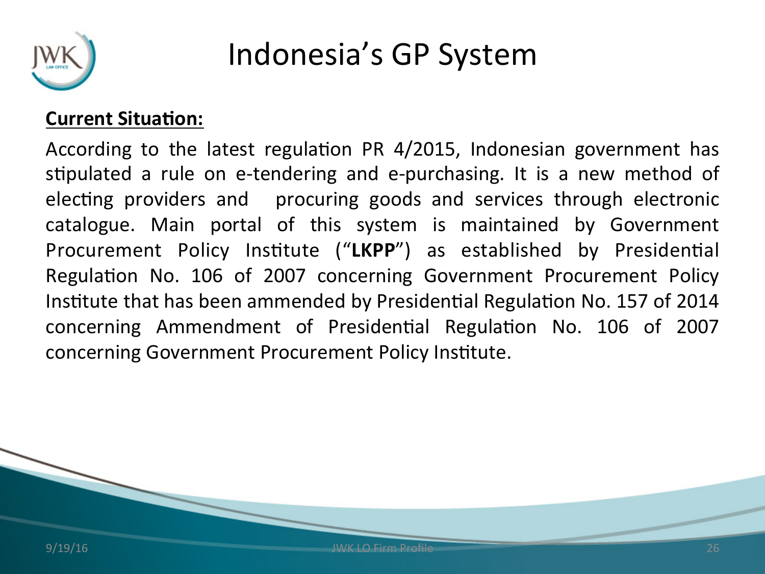# Indonesia's GP System

**Current Situation:**

According to the latest regulation PR 4/2015, Indonesian government has stipulated a rule on e-tendering and e-purchasing. It is a new method of electing providers and procuring goods and services through electronic catalogue. Main portal of this system is maintained by Government Procurement Policy Institute ("**LKPP**") as established by Presidential Regulation No. 106 of 2007 concerning Government Procurement Policy Institute that has been ammended by Presidential Regulation No. 157 of 2014 concerning Ammendment of Presidential Regulation No. 106 of 2007 concerning Government Procurement Policy Institute.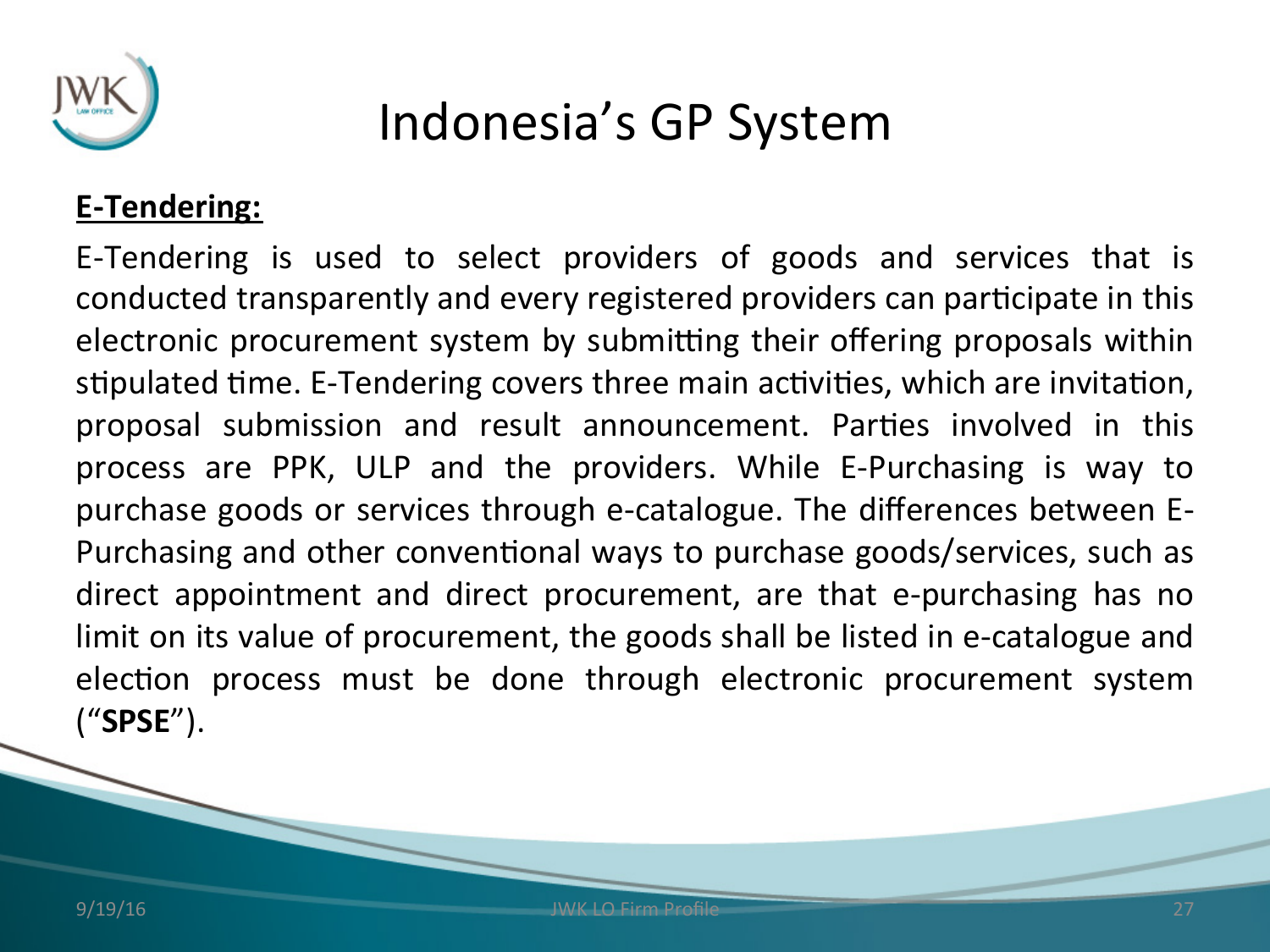# Indonesia's GP System

**E-Tendering:**

E-Tendering is used to select providers of goods and services that is conducted transparently and every registered providers can participate in this electronic procurement system by submitting their offering proposals within stipulated time. E-Tendering covers three main activities, which are invitation, proposal submission and result announcement. Parties involved in this process are PPK, ULP and the providers. While E-Purchasing is way to purchase goods or services through e-catalogue. The differences between E-Purchasing and other conventional ways to purchase goods/services, such as direct appointment and direct procurement, are that e-purchasing has no limit on its value of procurement, the goods shall be listed in e-catalogue and election process must be done through electronic procurement system ("**SPSE**").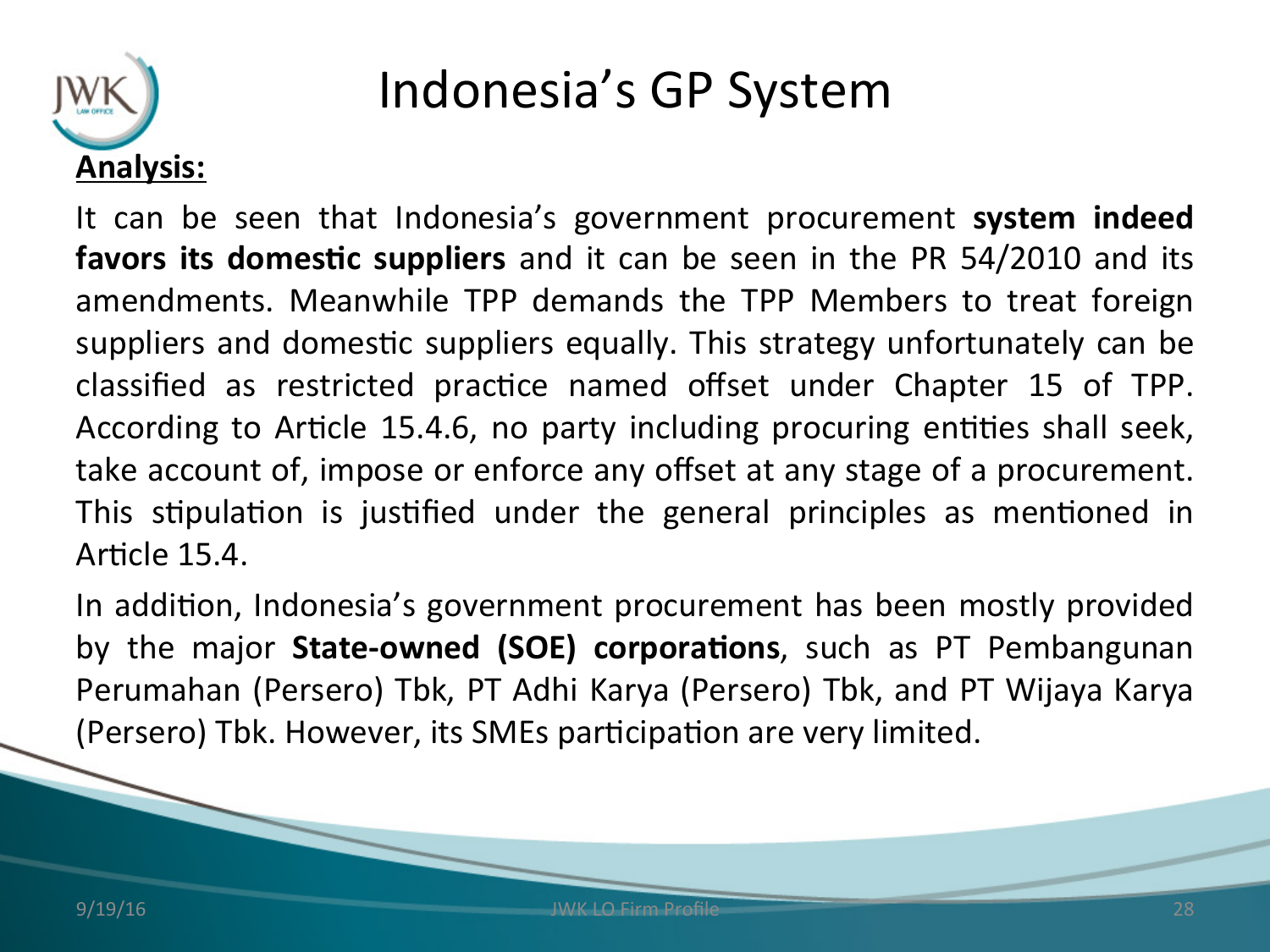# Indonesia's GP System

**Analysis:**

It can be seen that Indonesia's government procurement **system indeed favors its domestic suppliers** and it can be seen in the PR 54/2010 and its amendments. Meanwhile TPP demands the TPP Members to treat foreign suppliers and domestic suppliers equally. This strategy unfortunately can be classified as restricted practice named offset under Chapter 15 of TPP. According to Article 15.4.6, no party including procuring entities shall seek, take account of, impose or enforce any offset at any stage of a procurement. This stipulation is justified under the general principles as mentioned in Article 15.4.

In addition, Indonesia's government procurement has been mostly provided by the major **State-owned (SOE) corporations**, such as PT Pembangunan Perumahan (Persero) Tbk, PT Adhi Karya (Persero) Tbk, and PT Wijaya Karya (Persero) Tbk. However, its SMEs participation are very limited.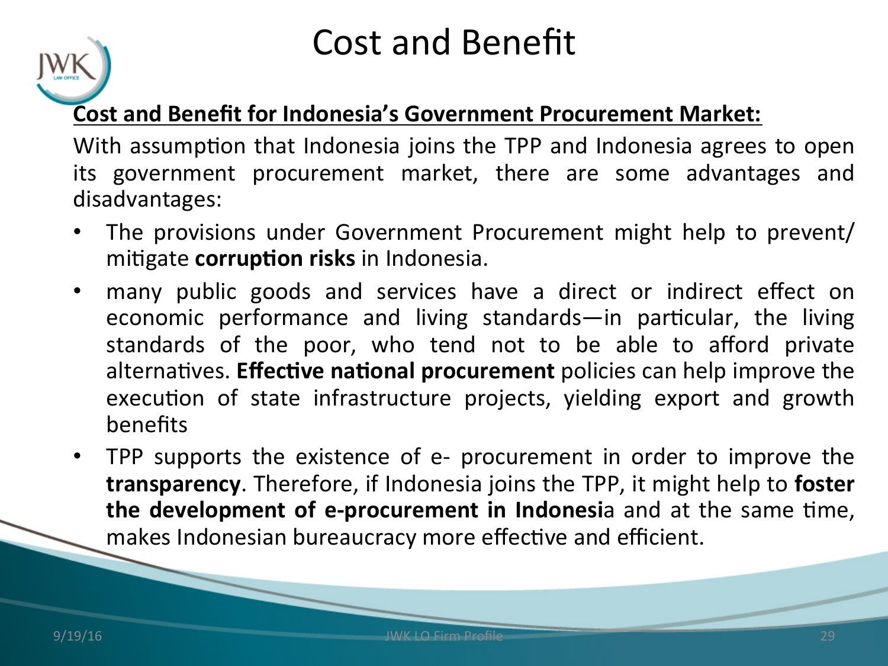# Cost and Benefit

**Cost and Benefit for Indonesia's Government Procurement Market:**

With assumption that Indonesia joins the TPP and Indonesia agrees to open its government procurement market, there are some advantages and disadvantages:

- The provisions under Government Procurement might help to prevent/ mitigate **corruption risks** in Indonesia.
- many public goods and services have a direct or indirect effect on economic performance and living standards—in particular, the living standards of the poor, who tend not to be able to afford private alternatives. **Effective national procurement** policies can help improve the execution of state infrastructure projects, yielding export and growth benefits
- TPP supports the existence of e- procurement in order to improve the **transparency**. Therefore, if Indonesia joins the TPP, it might help to **foster the development of e-procurement in Indonesi**a and at the same time, makes Indonesian bureaucracy more effective and efficient.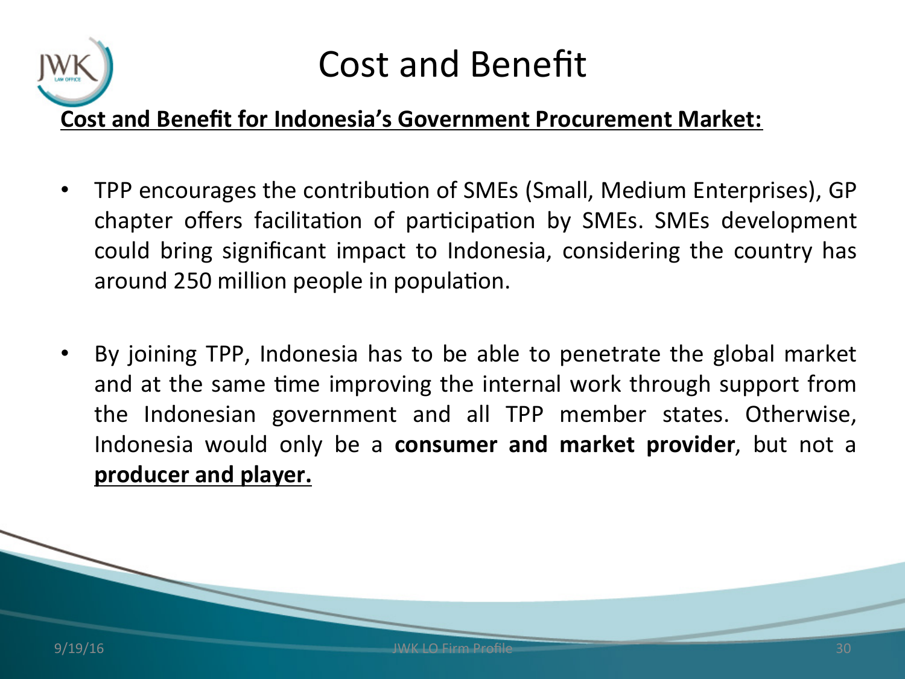# Cost and Benefit

**<u>Cost and Benefit for Indonesia's Government Procurement Market:</u>**

- TPP encourages the contribution of SMEs (Small, Medium Enterprises), GP chapter offers facilitation of participation by SMEs. SMEs development could bring significant impact to Indonesia, considering the country has around 250 million people in population.

- By joining TPP, Indonesia has to be able to penetrate the global market and at the same time improving the internal work through support from the Indonesian government and all TPP member states. Otherwise, Indonesia would only be a **consumer and market provider**, but not a **<u>producer and player.</u>**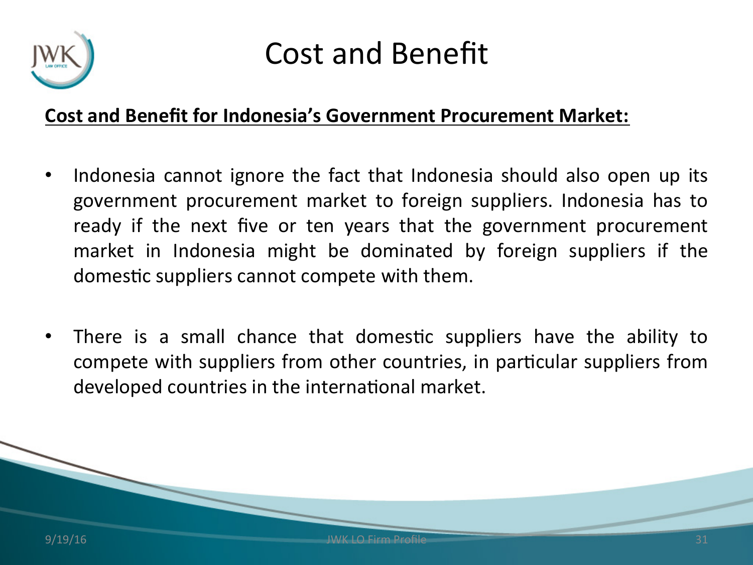# Cost and Benefit

**Cost and Benefit for Indonesia's Government Procurement Market:**

- Indonesia cannot ignore the fact that Indonesia should also open up its government procurement market to foreign suppliers. Indonesia has to ready if the next five or ten years that the government procurement market in Indonesia might be dominated by foreign suppliers if the domestic suppliers cannot compete with them.

- There is a small chance that domestic suppliers have the ability to compete with suppliers from other countries, in particular suppliers from developed countries in the international market.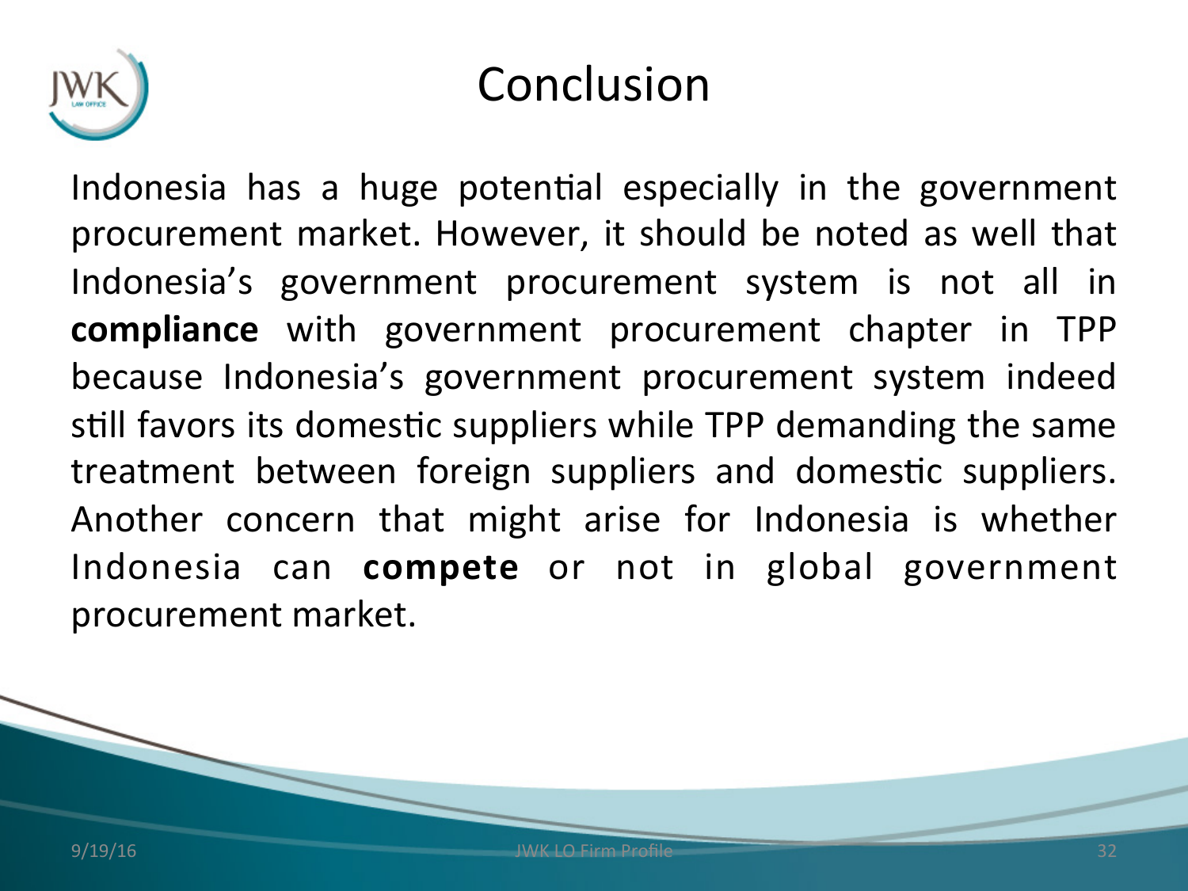# Conclusion

Indonesia has a huge potential especially in the government procurement market. However, it should be noted as well that Indonesia's government procurement system is not all in **compliance** with government procurement chapter in TPP because Indonesia's government procurement system indeed still favors its domestic suppliers while TPP demanding the same treatment between foreign suppliers and domestic suppliers. Another concern that might arise for Indonesia is whether Indonesia can **compete** or not in global government procurement market.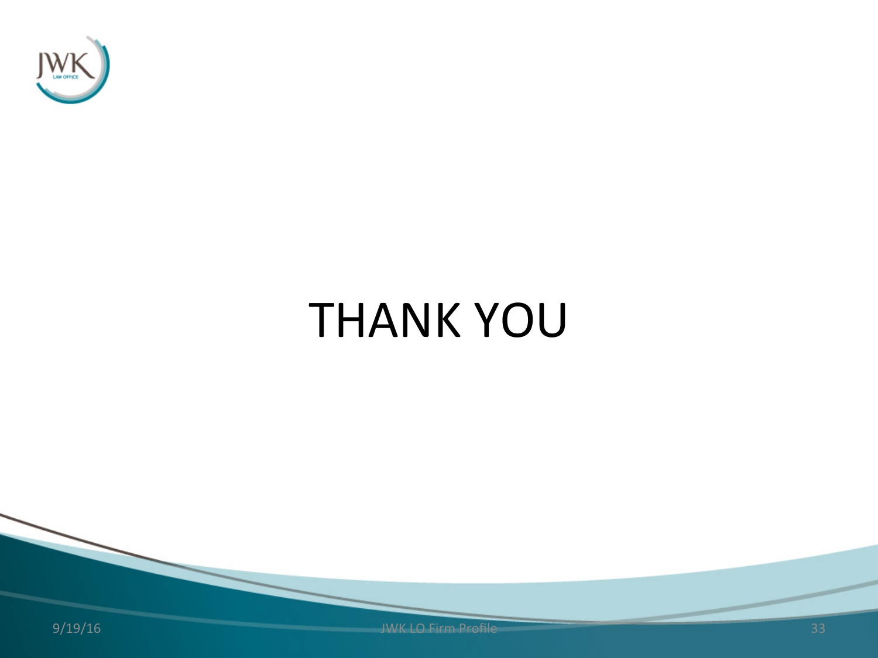# THANK YOU